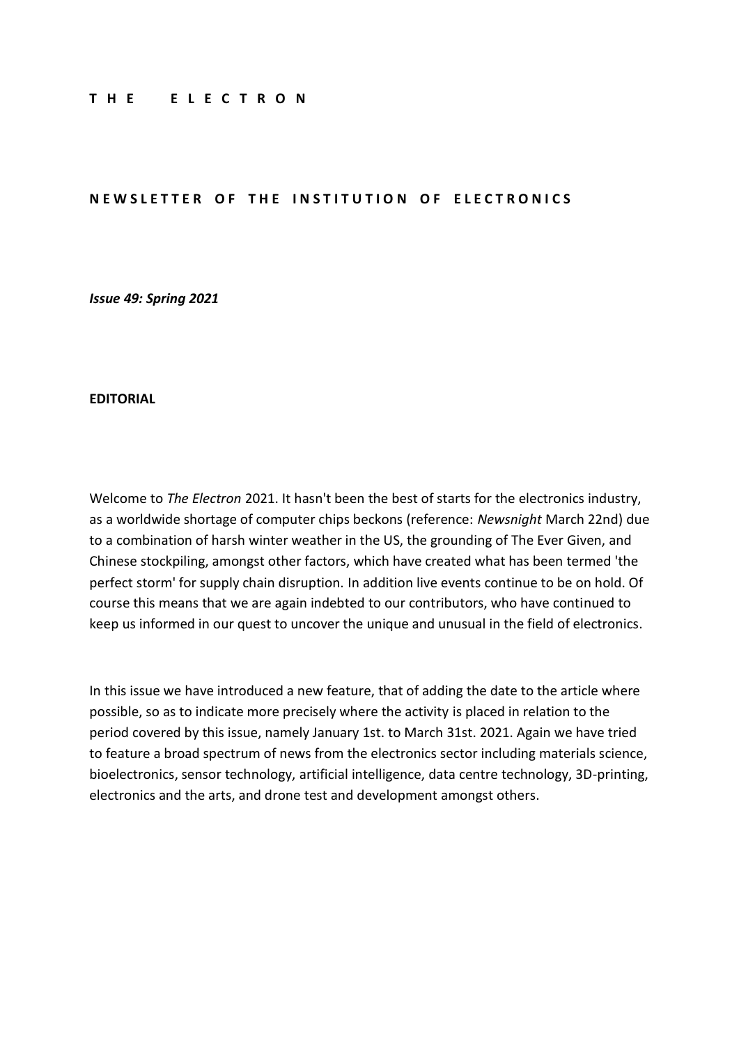# T H E   E L E C T R O N

## N E W S L E T T E R   O F   T H E   I N S T I T U T I O N   O F   E L E C T R O N I C S

***Issue 49: Spring 2021***

**EDITORIAL**

Welcome to *The Electron* 2021. It hasn't been the best of starts for the electronics industry, as a worldwide shortage of computer chips beckons (reference: *Newsnight* March 22nd) due to a combination of harsh winter weather in the US, the grounding of The Ever Given, and Chinese stockpiling, amongst other factors, which have created what has been termed 'the perfect storm' for supply chain disruption. In addition live events continue to be on hold. Of course this means that we are again indebted to our contributors, who have continued to keep us informed in our quest to uncover the unique and unusual in the field of electronics.

In this issue we have introduced a new feature, that of adding the date to the article where possible, so as to indicate more precisely where the activity is placed in relation to the period covered by this issue, namely January 1st. to March 31st. 2021. Again we have tried to feature a broad spectrum of news from the electronics sector including materials science, bioelectronics, sensor technology, artificial intelligence, data centre technology, 3D-printing, electronics and the arts, and drone test and development amongst others.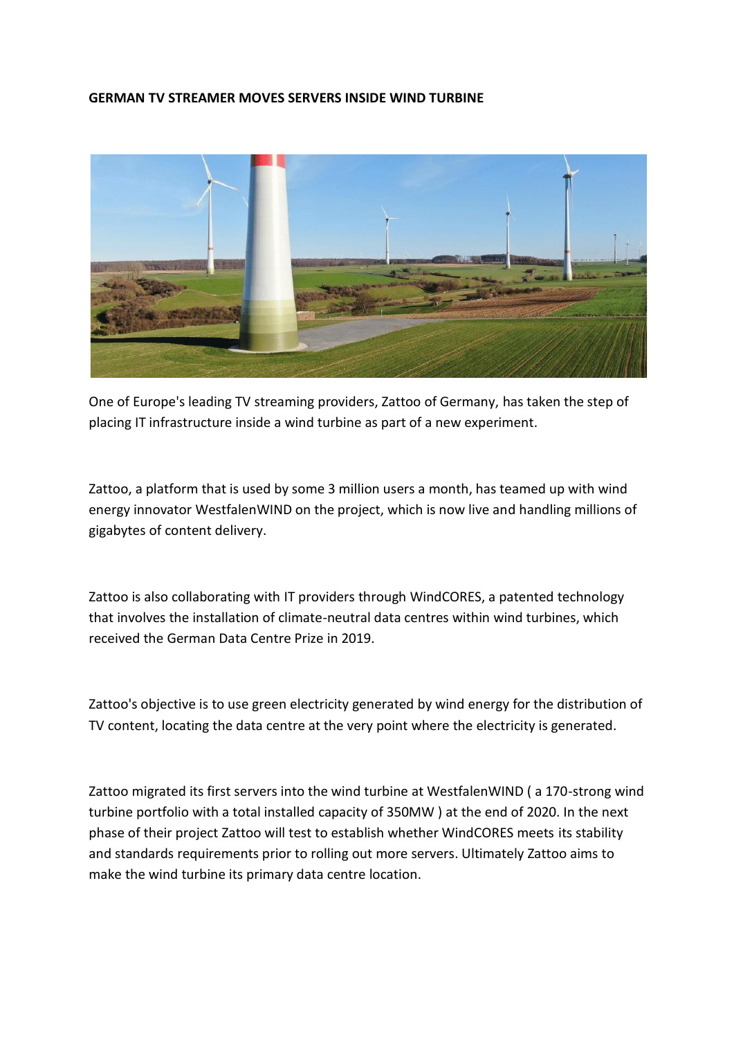**GERMAN TV STREAMER MOVES SERVERS INSIDE WIND TURBINE**

One of Europe's leading TV streaming providers, Zattoo of Germany, has taken the step of placing IT infrastructure inside a wind turbine as part of a new experiment.

Zattoo, a platform that is used by some 3 million users a month, has teamed up with wind energy innovator WestfalenWIND on the project, which is now live and handling millions of gigabytes of content delivery.

Zattoo is also collaborating with IT providers through WindCORES, a patented technology that involves the installation of climate-neutral data centres within wind turbines, which received the German Data Centre Prize in 2019.

Zattoo's objective is to use green electricity generated by wind energy for the distribution of TV content, locating the data centre at the very point where the electricity is generated.

Zattoo migrated its first servers into the wind turbine at WestfalenWIND ( a 170-strong wind turbine portfolio with a total installed capacity of 350MW ) at the end of 2020. In the next phase of their project Zattoo will test to establish whether WindCORES meets its stability and standards requirements prior to rolling out more servers. Ultimately Zattoo aims to make the wind turbine its primary data centre location.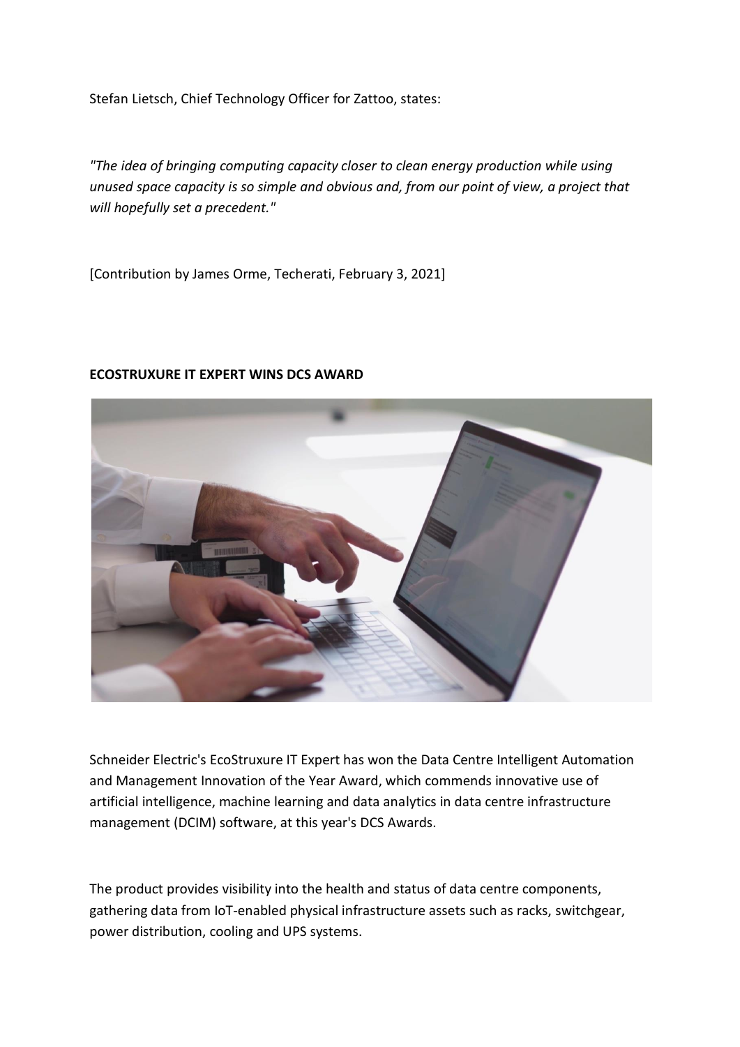Stefan Lietsch, Chief Technology Officer for Zattoo, states:

*"The idea of bringing computing capacity closer to clean energy production while using unused space capacity is so simple and obvious and, from our point of view, a project that will hopefully set a precedent."*

[Contribution by James Orme, Techerati, February 3, 2021]

**ECOSTRUXURE IT EXPERT WINS DCS AWARD**

Schneider Electric's EcoStruxure IT Expert has won the Data Centre Intelligent Automation and Management Innovation of the Year Award, which commends innovative use of artificial intelligence, machine learning and data analytics in data centre infrastructure management (DCIM) software, at this year's DCS Awards.

The product provides visibility into the health and status of data centre components, gathering data from IoT-enabled physical infrastructure assets such as racks, switchgear, power distribution, cooling and UPS systems.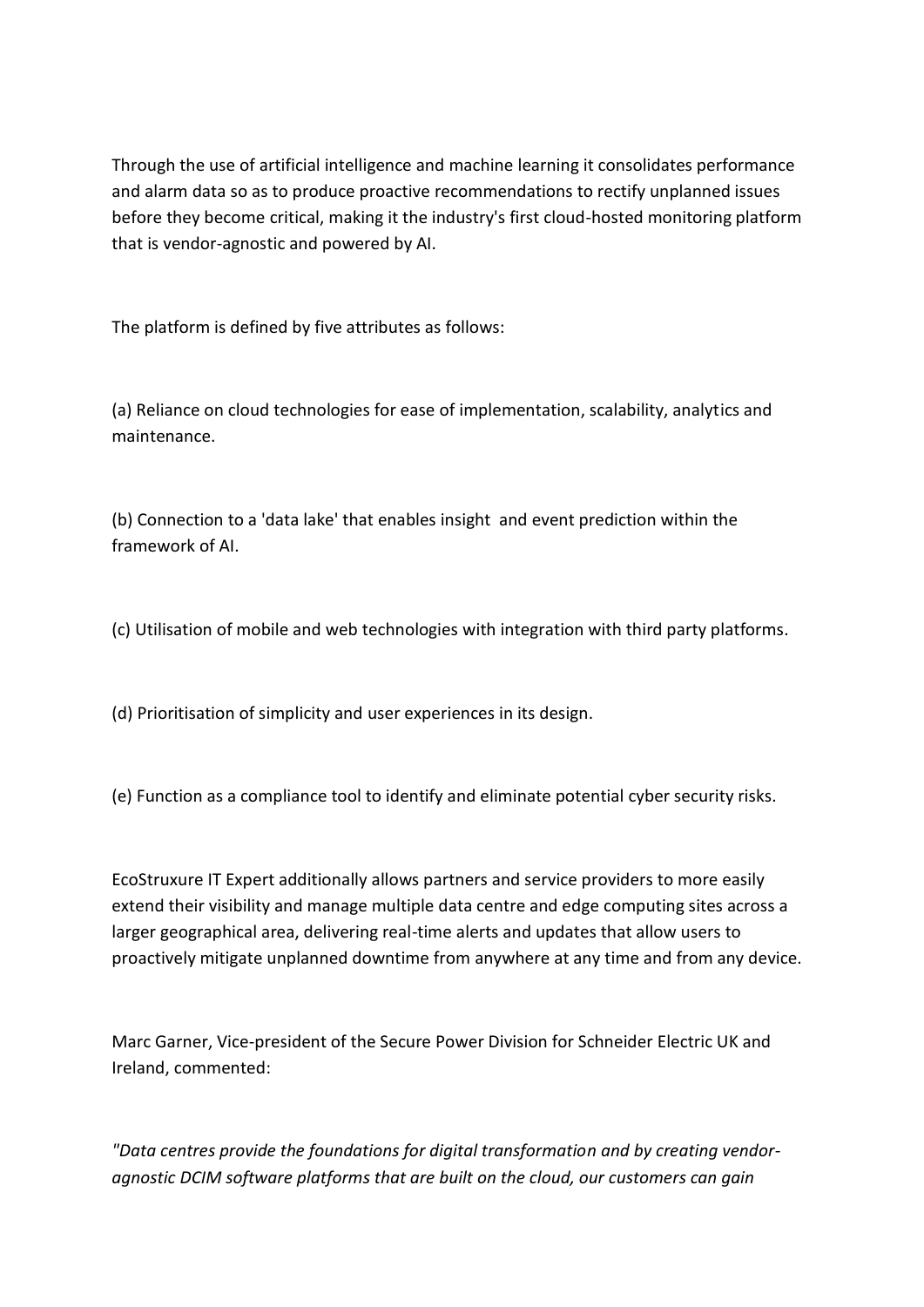Through the use of artificial intelligence and machine learning it consolidates performance and alarm data so as to produce proactive recommendations to rectify unplanned issues before they become critical, making it the industry's first cloud-hosted monitoring platform that is vendor-agnostic and powered by AI.

The platform is defined by five attributes as follows:

(a) Reliance on cloud technologies for ease of implementation, scalability, analytics and maintenance.

(b) Connection to a 'data lake' that enables insight and event prediction within the framework of AI.

(c) Utilisation of mobile and web technologies with integration with third party platforms.

(d) Prioritisation of simplicity and user experiences in its design.

(e) Function as a compliance tool to identify and eliminate potential cyber security risks.

EcoStruxure IT Expert additionally allows partners and service providers to more easily extend their visibility and manage multiple data centre and edge computing sites across a larger geographical area, delivering real-time alerts and updates that allow users to proactively mitigate unplanned downtime from anywhere at any time and from any device.

Marc Garner, Vice-president of the Secure Power Division for Schneider Electric UK and Ireland, commented:

*"Data centres provide the foundations for digital transformation and by creating vendor-agnostic DCIM software platforms that are built on the cloud, our customers can gain*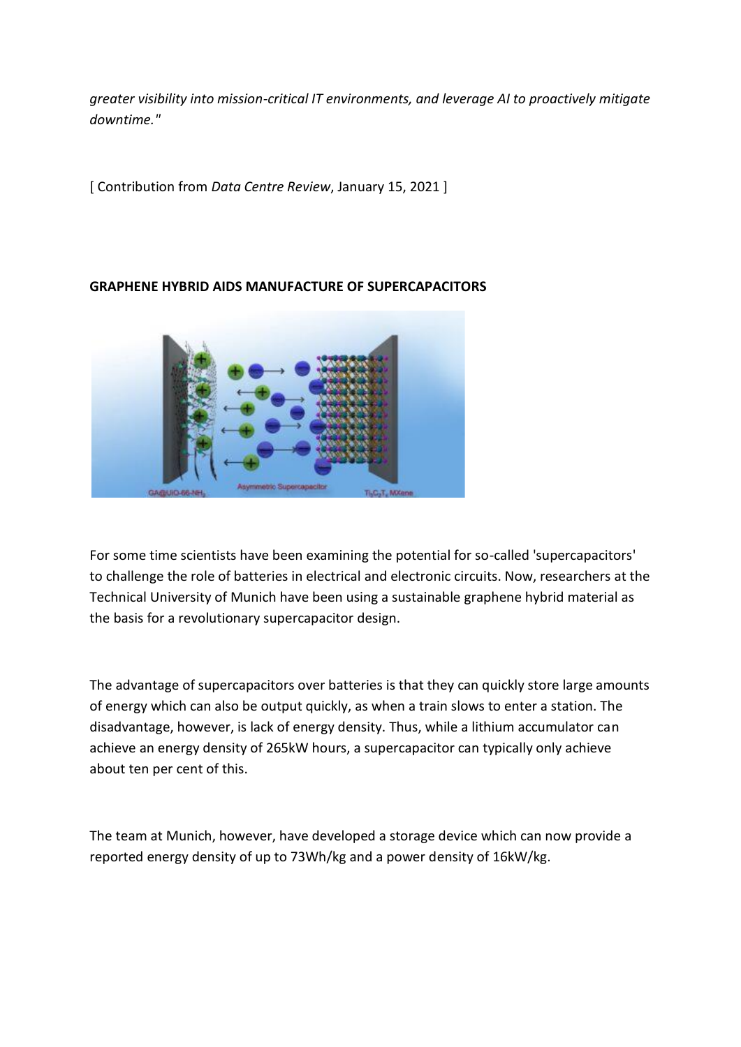*greater visibility into mission-critical IT environments, and leverage AI to proactively mitigate downtime."*

[ Contribution from *Data Centre Review*, January 15, 2021 ]

**GRAPHENE HYBRID AIDS MANUFACTURE OF SUPERCAPACITORS**

For some time scientists have been examining the potential for so-called 'supercapacitors' to challenge the role of batteries in electrical and electronic circuits. Now, researchers at the Technical University of Munich have been using a sustainable graphene hybrid material as the basis for a revolutionary supercapacitor design.

The advantage of supercapacitors over batteries is that they can quickly store large amounts of energy which can also be output quickly, as when a train slows to enter a station. The disadvantage, however, is lack of energy density. Thus, while a lithium accumulator can achieve an energy density of 265kW hours, a supercapacitor can typically only achieve about ten per cent of this.

The team at Munich, however, have developed a storage device which can now provide a reported energy density of up to 73Wh/kg and a power density of 16kW/kg.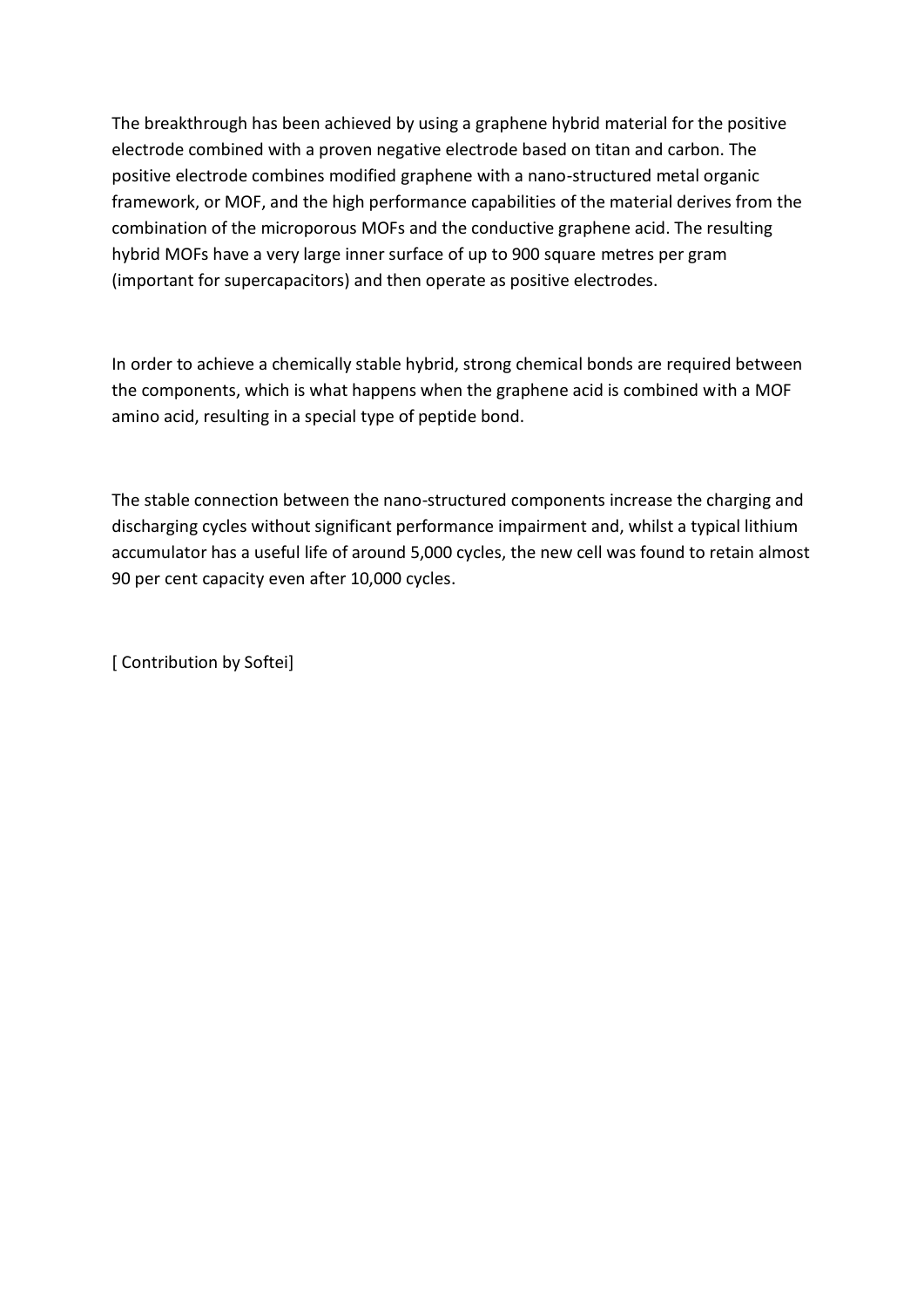The breakthrough has been achieved by using a graphene hybrid material for the positive electrode combined with a proven negative electrode based on titan and carbon. The positive electrode combines modified graphene with a nano-structured metal organic framework, or MOF, and the high performance capabilities of the material derives from the combination of the microporous MOFs and the conductive graphene acid. The resulting hybrid MOFs have a very large inner surface of up to 900 square metres per gram (important for supercapacitors) and then operate as positive electrodes.

In order to achieve a chemically stable hybrid, strong chemical bonds are required between the components, which is what happens when the graphene acid is combined with a MOF amino acid, resulting in a special type of peptide bond.

The stable connection between the nano-structured components increase the charging and discharging cycles without significant performance impairment and, whilst a typical lithium accumulator has a useful life of around 5,000 cycles, the new cell was found to retain almost 90 per cent capacity even after 10,000 cycles.

[ Contribution by Softei]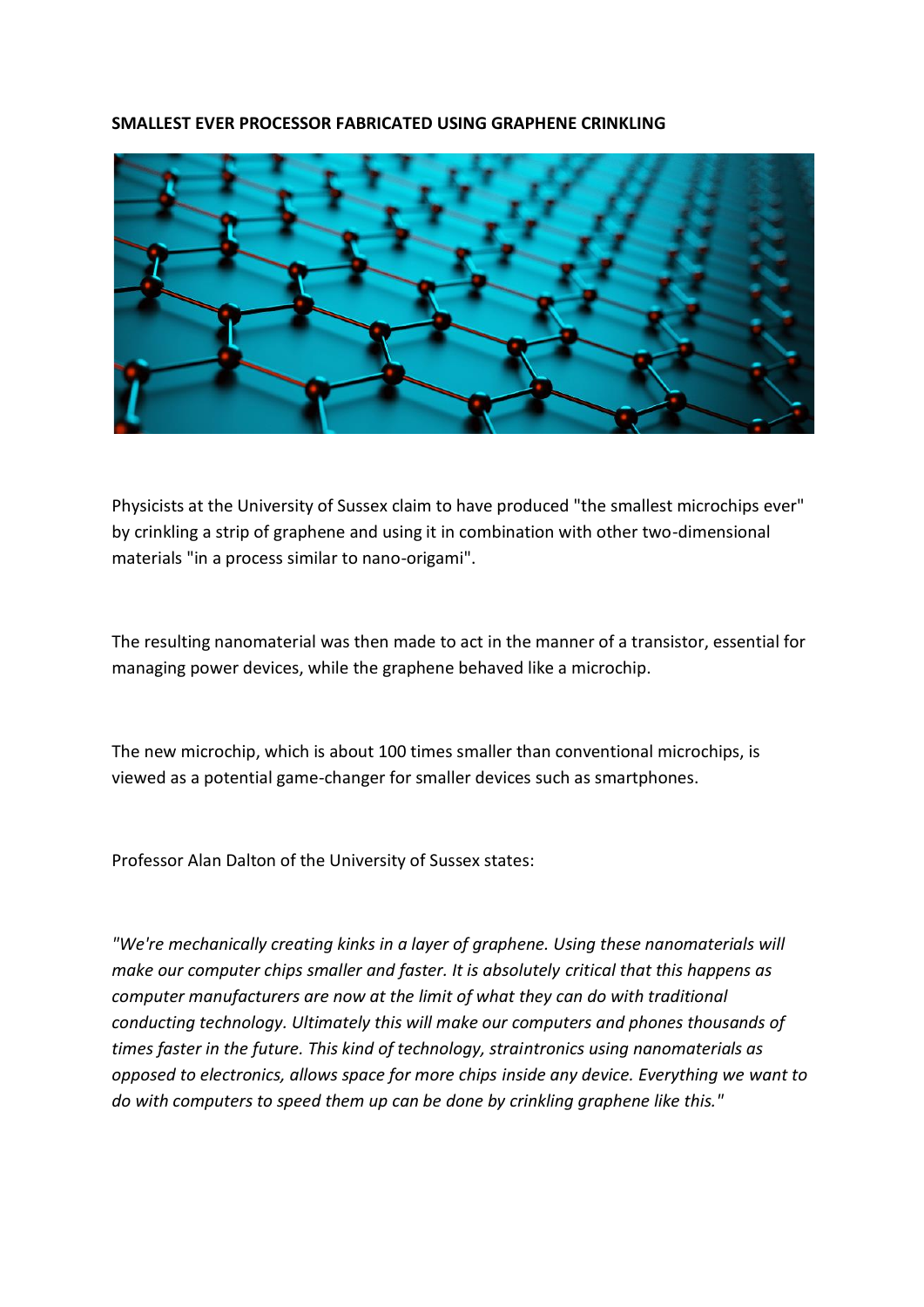**SMALLEST EVER PROCESSOR FABRICATED USING GRAPHENE CRINKLING**

Physicists at the University of Sussex claim to have produced "the smallest microchips ever" by crinkling a strip of graphene and using it in combination with other two-dimensional materials "in a process similar to nano-origami".

The resulting nanomaterial was then made to act in the manner of a transistor, essential for managing power devices, while the graphene behaved like a microchip.

The new microchip, which is about 100 times smaller than conventional microchips, is viewed as a potential game-changer for smaller devices such as smartphones.

Professor Alan Dalton of the University of Sussex states:

*"We're mechanically creating kinks in a layer of graphene. Using these nanomaterials will make our computer chips smaller and faster. It is absolutely critical that this happens as computer manufacturers are now at the limit of what they can do with traditional conducting technology. Ultimately this will make our computers and phones thousands of times faster in the future. This kind of technology, straintronics using nanomaterials as opposed to electronics, allows space for more chips inside any device. Everything we want to do with computers to speed them up can be done by crinkling graphene like this."*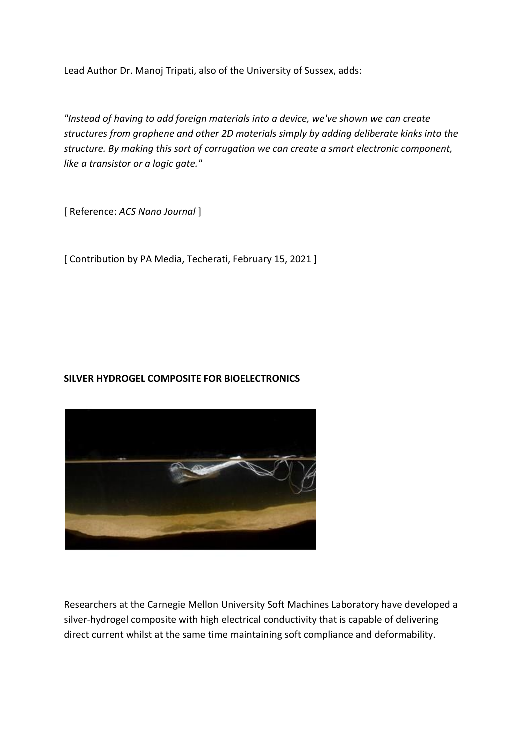Lead Author Dr. Manoj Tripati, also of the University of Sussex, adds:

*"Instead of having to add foreign materials into a device, we've shown we can create structures from graphene and other 2D materials simply by adding deliberate kinks into the structure. By making this sort of corrugation we can create a smart electronic component, like a transistor or a logic gate."*

[ Reference: *ACS Nano Journal* ]

[ Contribution by PA Media, Techerati, February 15, 2021 ]

**SILVER HYDROGEL COMPOSITE FOR BIOELECTRONICS**

Researchers at the Carnegie Mellon University Soft Machines Laboratory have developed a silver-hydrogel composite with high electrical conductivity that is capable of delivering direct current whilst at the same time maintaining soft compliance and deformability.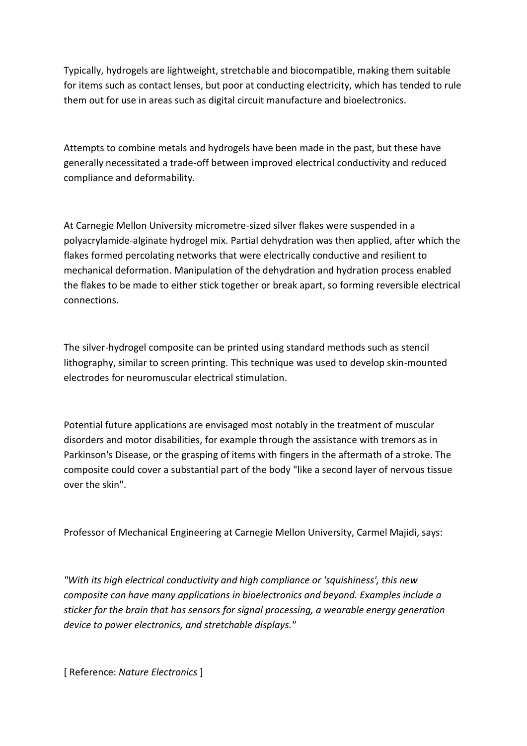Typically, hydrogels are lightweight, stretchable and biocompatible, making them suitable for items such as contact lenses, but poor at conducting electricity, which has tended to rule them out for use in areas such as digital circuit manufacture and bioelectronics.

Attempts to combine metals and hydrogels have been made in the past, but these have generally necessitated a trade-off between improved electrical conductivity and reduced compliance and deformability.

At Carnegie Mellon University micrometre-sized silver flakes were suspended in a polyacrylamide-alginate hydrogel mix. Partial dehydration was then applied, after which the flakes formed percolating networks that were electrically conductive and resilient to mechanical deformation. Manipulation of the dehydration and hydration process enabled the flakes to be made to either stick together or break apart, so forming reversible electrical connections.

The silver-hydrogel composite can be printed using standard methods such as stencil lithography, similar to screen printing. This technique was used to develop skin-mounted electrodes for neuromuscular electrical stimulation.

Potential future applications are envisaged most notably in the treatment of muscular disorders and motor disabilities, for example through the assistance with tremors as in Parkinson's Disease, or the grasping of items with fingers in the aftermath of a stroke. The composite could cover a substantial part of the body "like a second layer of nervous tissue over the skin".

Professor of Mechanical Engineering at Carnegie Mellon University, Carmel Majidi, says:

*"With its high electrical conductivity and high compliance or 'squishiness', this new composite can have many applications in bioelectronics and beyond. Examples include a sticker for the brain that has sensors for signal processing, a wearable energy generation device to power electronics, and stretchable displays."*

[ Reference: *Nature Electronics* ]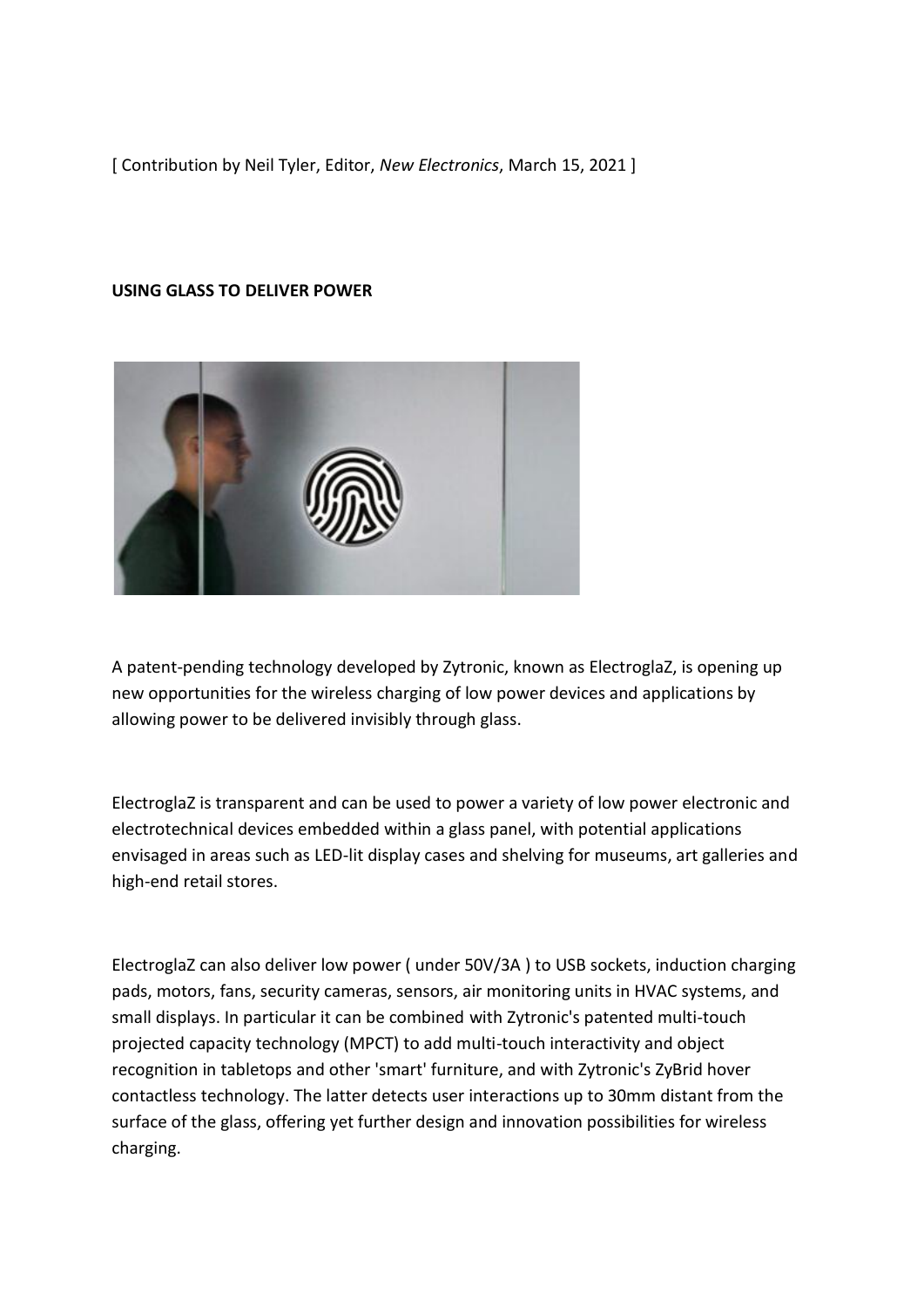[ Contribution by Neil Tyler, Editor, *New Electronics*, March 15, 2021 ]

**USING GLASS TO DELIVER POWER**

A patent-pending technology developed by Zytronic, known as ElectroglaZ, is opening up new opportunities for the wireless charging of low power devices and applications by allowing power to be delivered invisibly through glass.

ElectroglaZ is transparent and can be used to power a variety of low power electronic and electrotechnical devices embedded within a glass panel, with potential applications envisaged in areas such as LED-lit display cases and shelving for museums, art galleries and high-end retail stores.

ElectroglaZ can also deliver low power ( under 50V/3A ) to USB sockets, induction charging pads, motors, fans, security cameras, sensors, air monitoring units in HVAC systems, and small displays. In particular it can be combined with Zytronic's patented multi-touch projected capacity technology (MPCT) to add multi-touch interactivity and object recognition in tabletops and other 'smart' furniture, and with Zytronic's ZyBrid hover contactless technology. The latter detects user interactions up to 30mm distant from the surface of the glass, offering yet further design and innovation possibilities for wireless charging.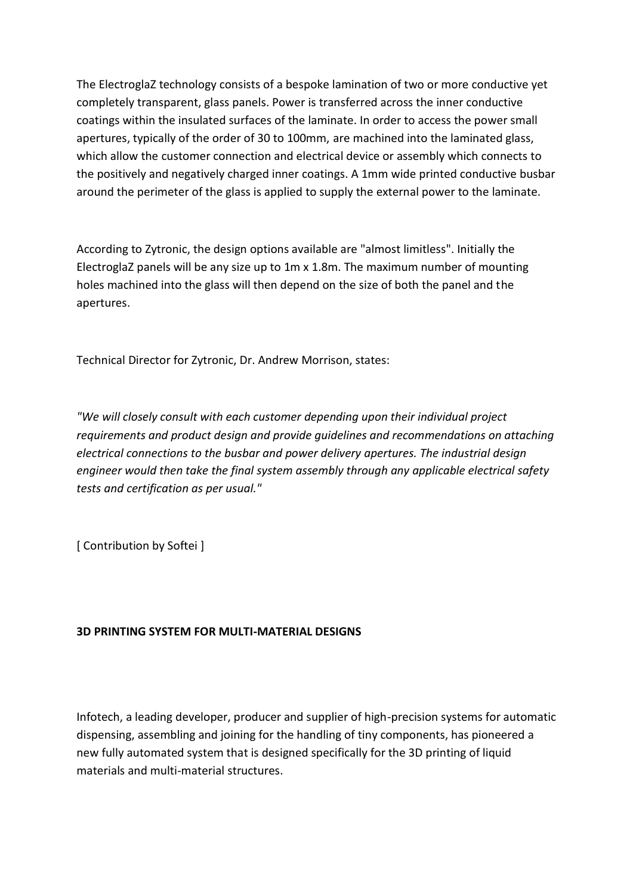The ElectroglaZ technology consists of a bespoke lamination of two or more conductive yet completely transparent, glass panels. Power is transferred across the inner conductive coatings within the insulated surfaces of the laminate. In order to access the power small apertures, typically of the order of 30 to 100mm, are machined into the laminated glass, which allow the customer connection and electrical device or assembly which connects to the positively and negatively charged inner coatings. A 1mm wide printed conductive busbar around the perimeter of the glass is applied to supply the external power to the laminate.

According to Zytronic, the design options available are "almost limitless". Initially the ElectroglaZ panels will be any size up to 1m x 1.8m. The maximum number of mounting holes machined into the glass will then depend on the size of both the panel and the apertures.

Technical Director for Zytronic, Dr. Andrew Morrison, states:

*"We will closely consult with each customer depending upon their individual project requirements and product design and provide guidelines and recommendations on attaching electrical connections to the busbar and power delivery apertures. The industrial design engineer would then take the final system assembly through any applicable electrical safety tests and certification as per usual."*

[ Contribution by Softei ]

## 3D PRINTING SYSTEM FOR MULTI-MATERIAL DESIGNS

Infotech, a leading developer, producer and supplier of high-precision systems for automatic dispensing, assembling and joining for the handling of tiny components, has pioneered a new fully automated system that is designed specifically for the 3D printing of liquid materials and multi-material structures.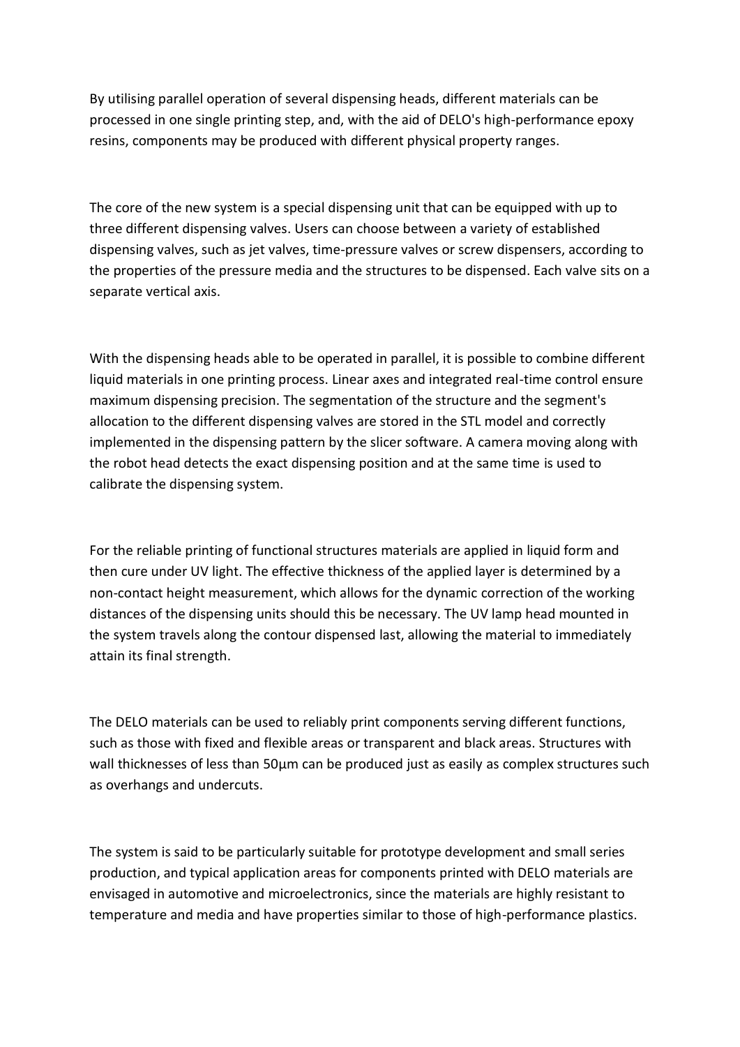By utilising parallel operation of several dispensing heads, different materials can be processed in one single printing step, and, with the aid of DELO's high-performance epoxy resins, components may be produced with different physical property ranges.

The core of the new system is a special dispensing unit that can be equipped with up to three different dispensing valves. Users can choose between a variety of established dispensing valves, such as jet valves, time-pressure valves or screw dispensers, according to the properties of the pressure media and the structures to be dispensed. Each valve sits on a separate vertical axis.

With the dispensing heads able to be operated in parallel, it is possible to combine different liquid materials in one printing process. Linear axes and integrated real-time control ensure maximum dispensing precision. The segmentation of the structure and the segment's allocation to the different dispensing valves are stored in the STL model and correctly implemented in the dispensing pattern by the slicer software. A camera moving along with the robot head detects the exact dispensing position and at the same time is used to calibrate the dispensing system.

For the reliable printing of functional structures materials are applied in liquid form and then cure under UV light. The effective thickness of the applied layer is determined by a non-contact height measurement, which allows for the dynamic correction of the working distances of the dispensing units should this be necessary. The UV lamp head mounted in the system travels along the contour dispensed last, allowing the material to immediately attain its final strength.

The DELO materials can be used to reliably print components serving different functions, such as those with fixed and flexible areas or transparent and black areas. Structures with wall thicknesses of less than 50µm can be produced just as easily as complex structures such as overhangs and undercuts.

The system is said to be particularly suitable for prototype development and small series production, and typical application areas for components printed with DELO materials are envisaged in automotive and microelectronics, since the materials are highly resistant to temperature and media and have properties similar to those of high-performance plastics.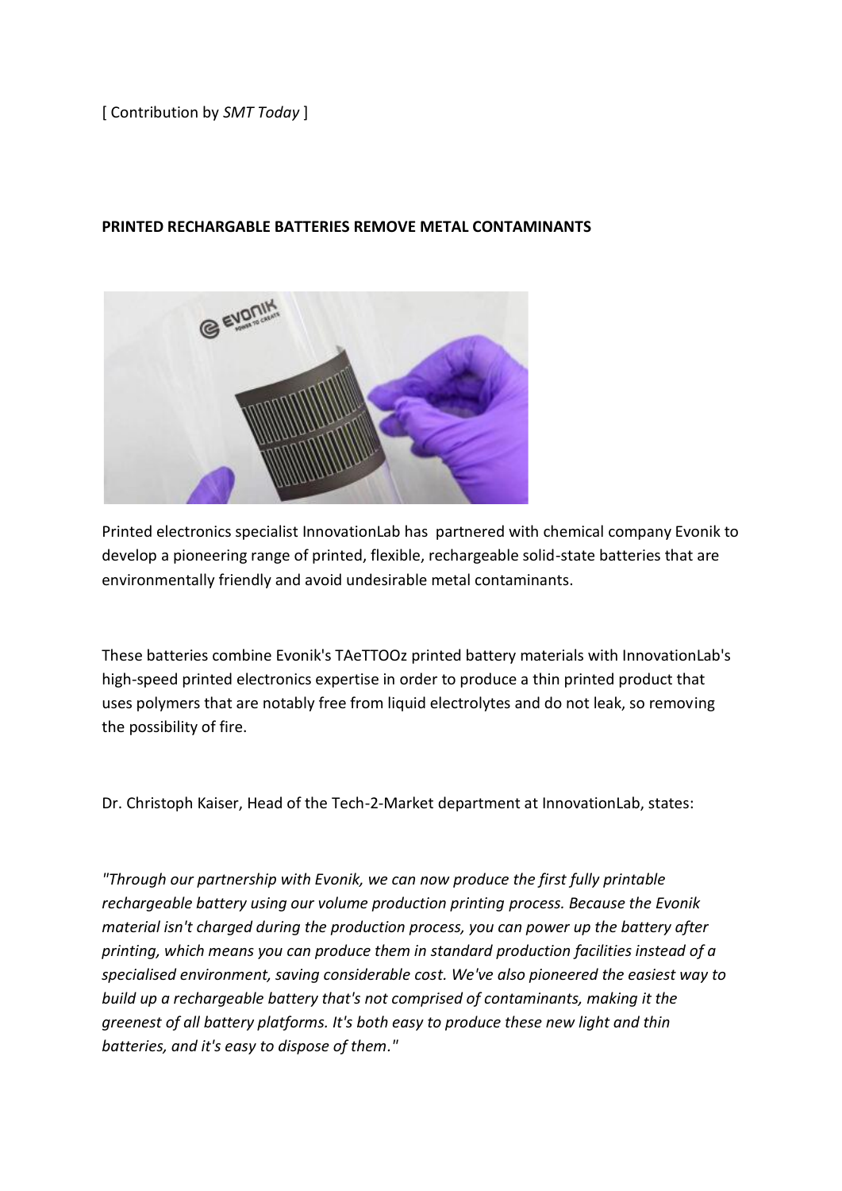[ Contribution by *SMT Today* ]

**PRINTED RECHARGABLE BATTERIES REMOVE METAL CONTAMINANTS**

Printed electronics specialist InnovationLab has partnered with chemical company Evonik to develop a pioneering range of printed, flexible, rechargeable solid-state batteries that are environmentally friendly and avoid undesirable metal contaminants.

These batteries combine Evonik's TAeTTOOz printed battery materials with InnovationLab's high-speed printed electronics expertise in order to produce a thin printed product that uses polymers that are notably free from liquid electrolytes and do not leak, so removing the possibility of fire.

Dr. Christoph Kaiser, Head of the Tech-2-Market department at InnovationLab, states:

*"Through our partnership with Evonik, we can now produce the first fully printable rechargeable battery using our volume production printing process. Because the Evonik material isn't charged during the production process, you can power up the battery after printing, which means you can produce them in standard production facilities instead of a specialised environment, saving considerable cost. We've also pioneered the easiest way to build up a rechargeable battery that's not comprised of contaminants, making it the greenest of all battery platforms. It's both easy to produce these new light and thin batteries, and it's easy to dispose of them."*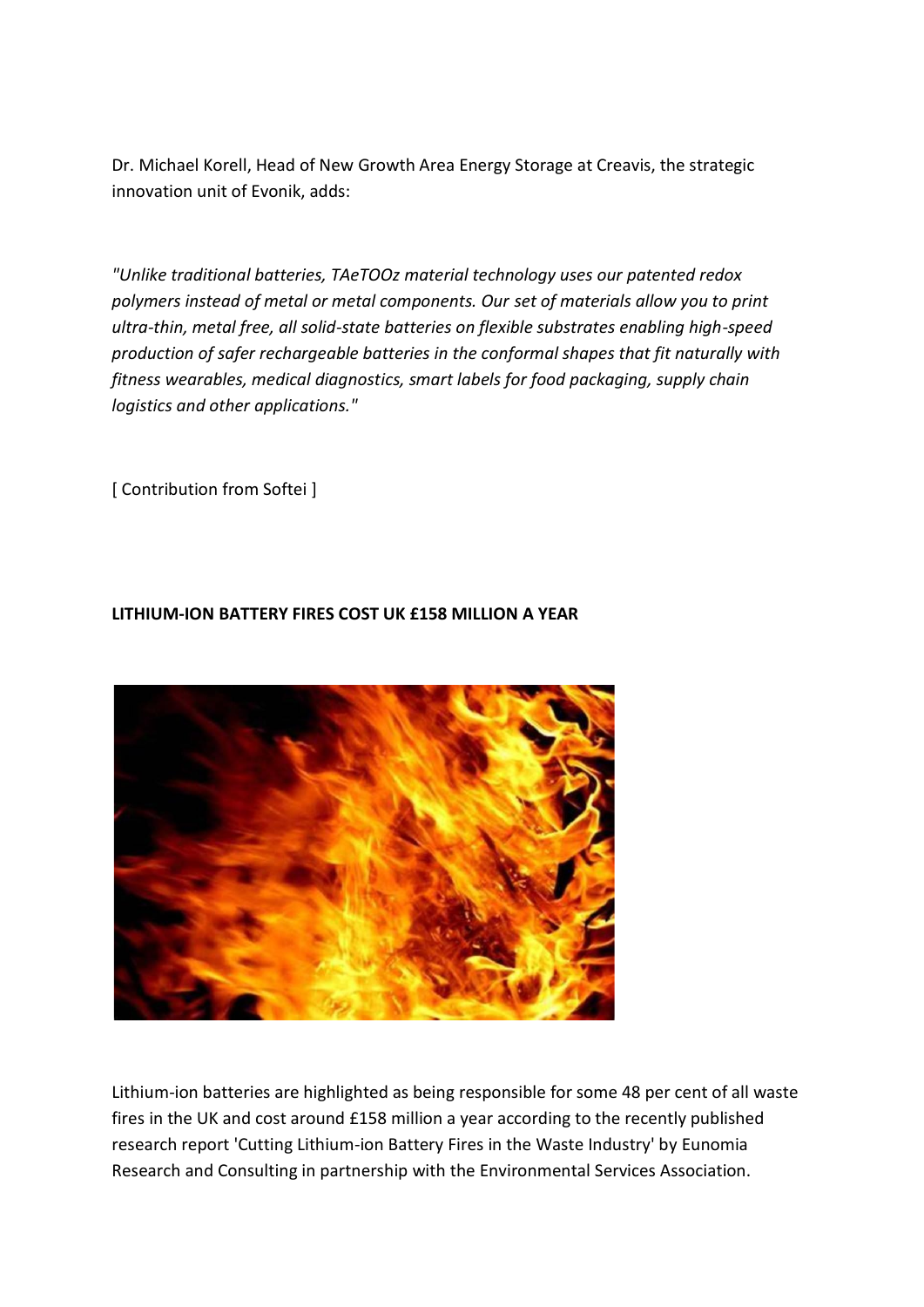Dr. Michael Korell, Head of New Growth Area Energy Storage at Creavis, the strategic innovation unit of Evonik, adds:

*"Unlike traditional batteries, TAeTOOz material technology uses our patented redox polymers instead of metal or metal components. Our set of materials allow you to print ultra-thin, metal free, all solid-state batteries on flexible substrates enabling high-speed production of safer rechargeable batteries in the conformal shapes that fit naturally with fitness wearables, medical diagnostics, smart labels for food packaging, supply chain logistics and other applications."*

[ Contribution from Softei ]

**LITHIUM-ION BATTERY FIRES COST UK £158 MILLION A YEAR**

Lithium-ion batteries are highlighted as being responsible for some 48 per cent of all waste fires in the UK and cost around £158 million a year according to the recently published research report 'Cutting Lithium-ion Battery Fires in the Waste Industry' by Eunomia Research and Consulting in partnership with the Environmental Services Association.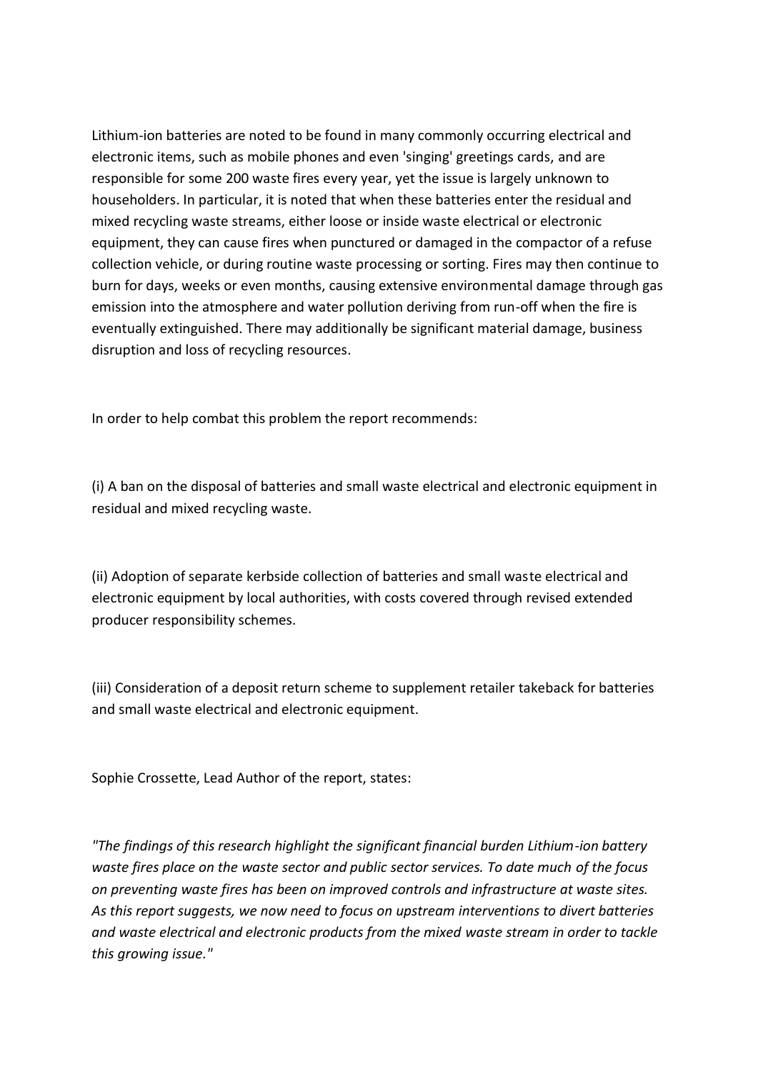Lithium-ion batteries are noted to be found in many commonly occurring electrical and electronic items, such as mobile phones and even 'singing' greetings cards, and are responsible for some 200 waste fires every year, yet the issue is largely unknown to householders. In particular, it is noted that when these batteries enter the residual and mixed recycling waste streams, either loose or inside waste electrical or electronic equipment, they can cause fires when punctured or damaged in the compactor of a refuse collection vehicle, or during routine waste processing or sorting. Fires may then continue to burn for days, weeks or even months, causing extensive environmental damage through gas emission into the atmosphere and water pollution deriving from run-off when the fire is eventually extinguished. There may additionally be significant material damage, business disruption and loss of recycling resources.

In order to help combat this problem the report recommends:

(i) A ban on the disposal of batteries and small waste electrical and electronic equipment in residual and mixed recycling waste.

(ii) Adoption of separate kerbside collection of batteries and small waste electrical and electronic equipment by local authorities, with costs covered through revised extended producer responsibility schemes.

(iii) Consideration of a deposit return scheme to supplement retailer takeback for batteries and small waste electrical and electronic equipment.

Sophie Crossette, Lead Author of the report, states:

*"The findings of this research highlight the significant financial burden Lithium-ion battery waste fires place on the waste sector and public sector services. To date much of the focus on preventing waste fires has been on improved controls and infrastructure at waste sites. As this report suggests, we now need to focus on upstream interventions to divert batteries and waste electrical and electronic products from the mixed waste stream in order to tackle this growing issue."*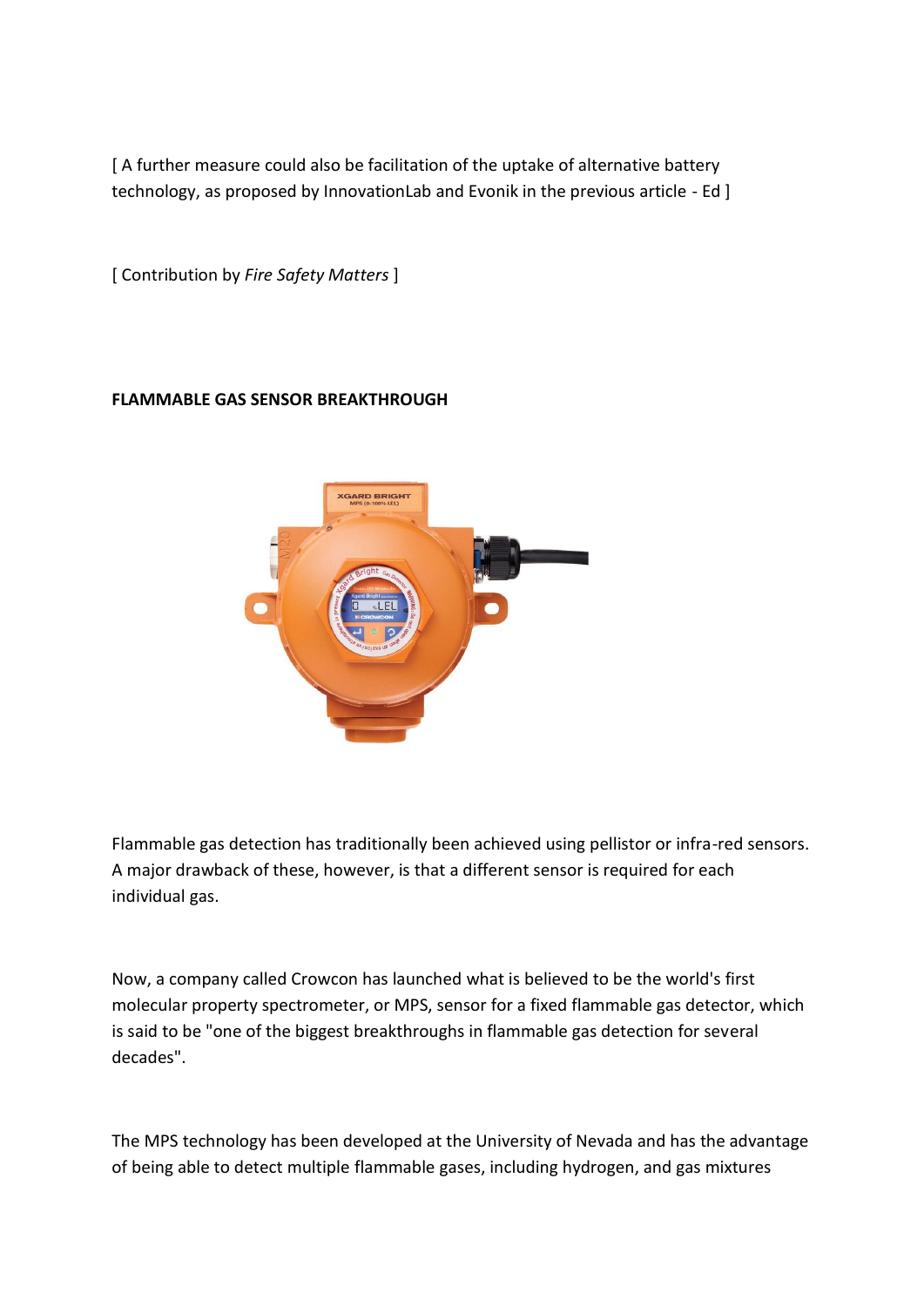[ A further measure could also be facilitation of the uptake of alternative battery technology, as proposed by InnovationLab and Evonik in the previous article - Ed ]

[ Contribution by *Fire Safety Matters* ]

**FLAMMABLE GAS SENSOR BREAKTHROUGH**

Flammable gas detection has traditionally been achieved using pellistor or infra-red sensors. A major drawback of these, however, is that a different sensor is required for each individual gas.

Now, a company called Crowcon has launched what is believed to be the world's first molecular property spectrometer, or MPS, sensor for a fixed flammable gas detector, which is said to be "one of the biggest breakthroughs in flammable gas detection for several decades".

The MPS technology has been developed at the University of Nevada and has the advantage of being able to detect multiple flammable gases, including hydrogen, and gas mixtures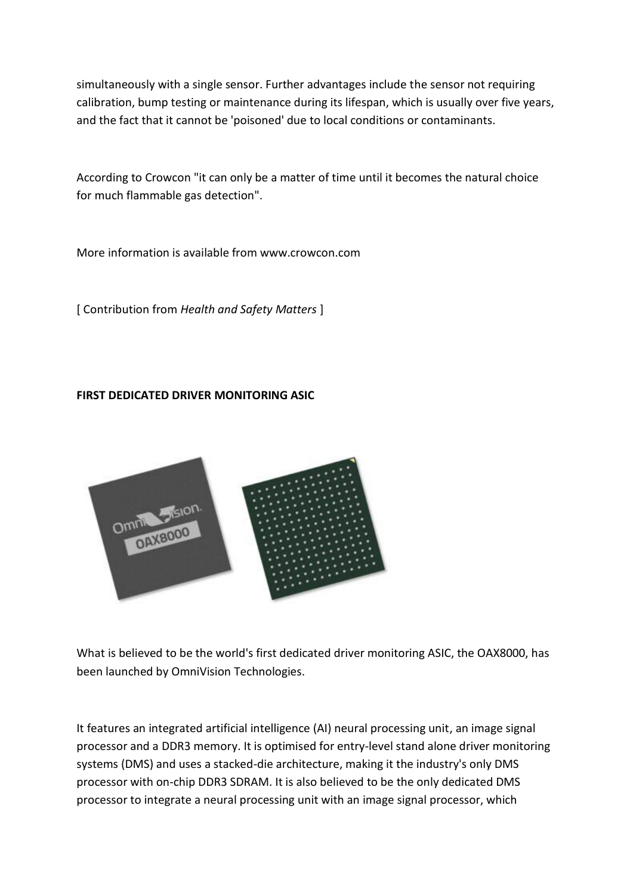simultaneously with a single sensor. Further advantages include the sensor not requiring calibration, bump testing or maintenance during its lifespan, which is usually over five years, and the fact that it cannot be 'poisoned' due to local conditions or contaminants.

According to Crowcon "it can only be a matter of time until it becomes the natural choice for much flammable gas detection".

More information is available from www.crowcon.com

[ Contribution from *Health and Safety Matters* ]

**FIRST DEDICATED DRIVER MONITORING ASIC**

What is believed to be the world's first dedicated driver monitoring ASIC, the OAX8000, has been launched by OmniVision Technologies.

It features an integrated artificial intelligence (AI) neural processing unit, an image signal processor and a DDR3 memory. It is optimised for entry-level stand alone driver monitoring systems (DMS) and uses a stacked-die architecture, making it the industry's only DMS processor with on-chip DDR3 SDRAM. It is also believed to be the only dedicated DMS processor to integrate a neural processing unit with an image signal processor, which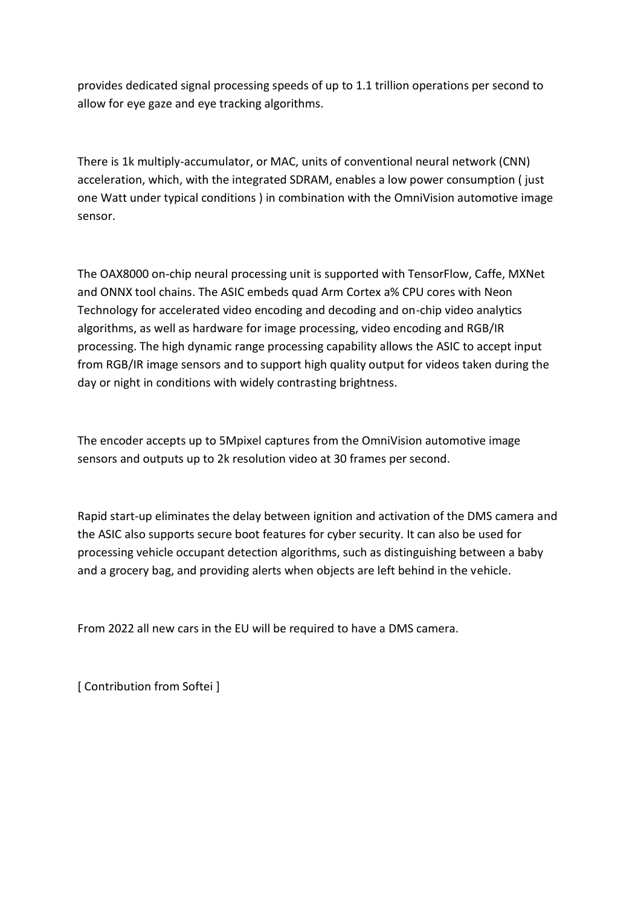provides dedicated signal processing speeds of up to 1.1 trillion operations per second to allow for eye gaze and eye tracking algorithms.

There is 1k multiply-accumulator, or MAC, units of conventional neural network (CNN) acceleration, which, with the integrated SDRAM, enables a low power consumption ( just one Watt under typical conditions ) in combination with the OmniVision automotive image sensor.

The OAX8000 on-chip neural processing unit is supported with TensorFlow, Caffe, MXNet and ONNX tool chains. The ASIC embeds quad Arm Cortex a% CPU cores with Neon Technology for accelerated video encoding and decoding and on-chip video analytics algorithms, as well as hardware for image processing, video encoding and RGB/IR processing. The high dynamic range processing capability allows the ASIC to accept input from RGB/IR image sensors and to support high quality output for videos taken during the day or night in conditions with widely contrasting brightness.

The encoder accepts up to 5Mpixel captures from the OmniVision automotive image sensors and outputs up to 2k resolution video at 30 frames per second.

Rapid start-up eliminates the delay between ignition and activation of the DMS camera and the ASIC also supports secure boot features for cyber security. It can also be used for processing vehicle occupant detection algorithms, such as distinguishing between a baby and a grocery bag, and providing alerts when objects are left behind in the vehicle.

From 2022 all new cars in the EU will be required to have a DMS camera.

[ Contribution from Softei ]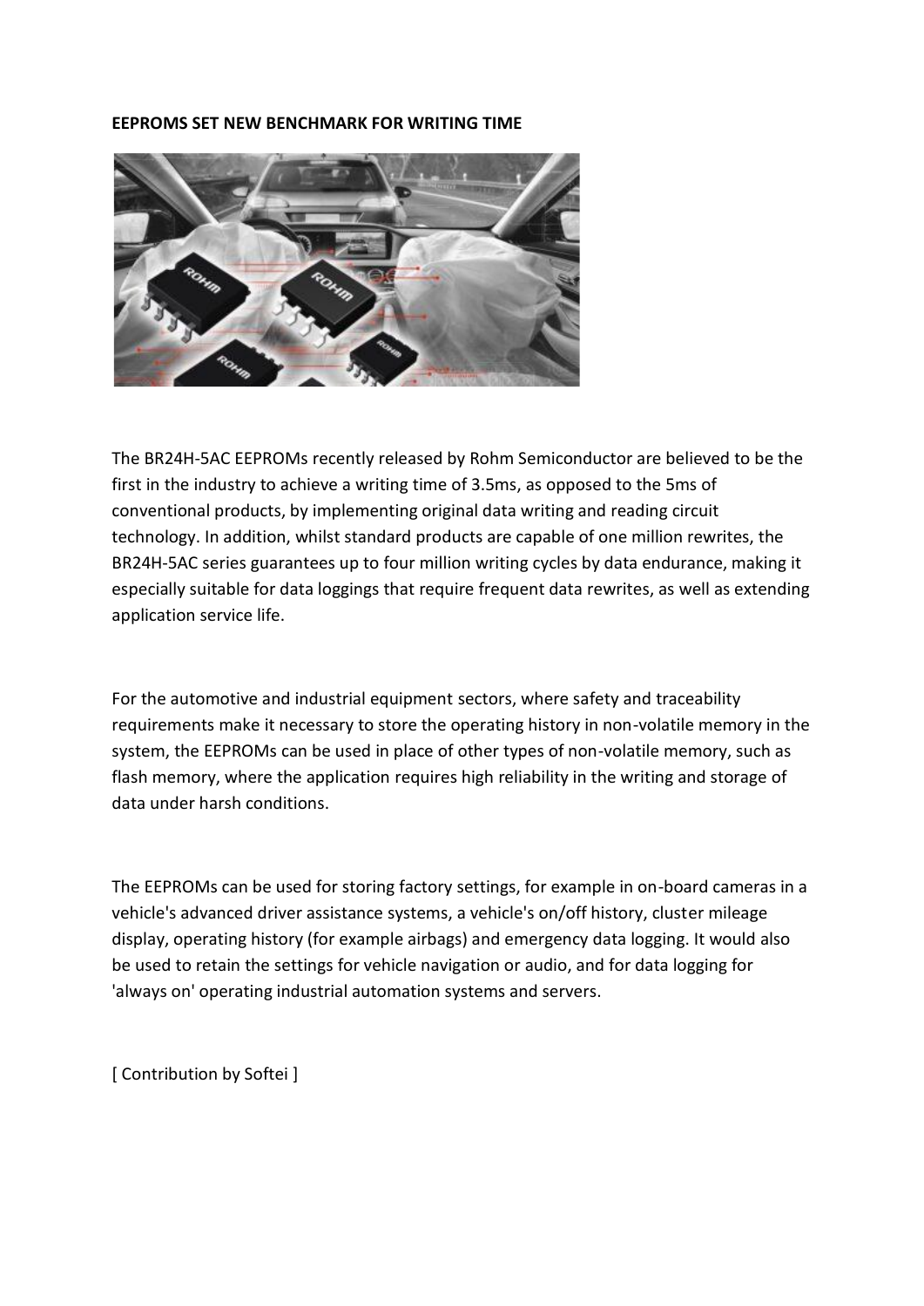**EEPROMS SET NEW BENCHMARK FOR WRITING TIME**

The BR24H-5AC EEPROMs recently released by Rohm Semiconductor are believed to be the first in the industry to achieve a writing time of 3.5ms, as opposed to the 5ms of conventional products, by implementing original data writing and reading circuit technology. In addition, whilst standard products are capable of one million rewrites, the BR24H-5AC series guarantees up to four million writing cycles by data endurance, making it especially suitable for data loggings that require frequent data rewrites, as well as extending application service life.

For the automotive and industrial equipment sectors, where safety and traceability requirements make it necessary to store the operating history in non-volatile memory in the system, the EEPROMs can be used in place of other types of non-volatile memory, such as flash memory, where the application requires high reliability in the writing and storage of data under harsh conditions.

The EEPROMs can be used for storing factory settings, for example in on-board cameras in a vehicle's advanced driver assistance systems, a vehicle's on/off history, cluster mileage display, operating history (for example airbags) and emergency data logging. It would also be used to retain the settings for vehicle navigation or audio, and for data logging for 'always on' operating industrial automation systems and servers.

[ Contribution by Softei ]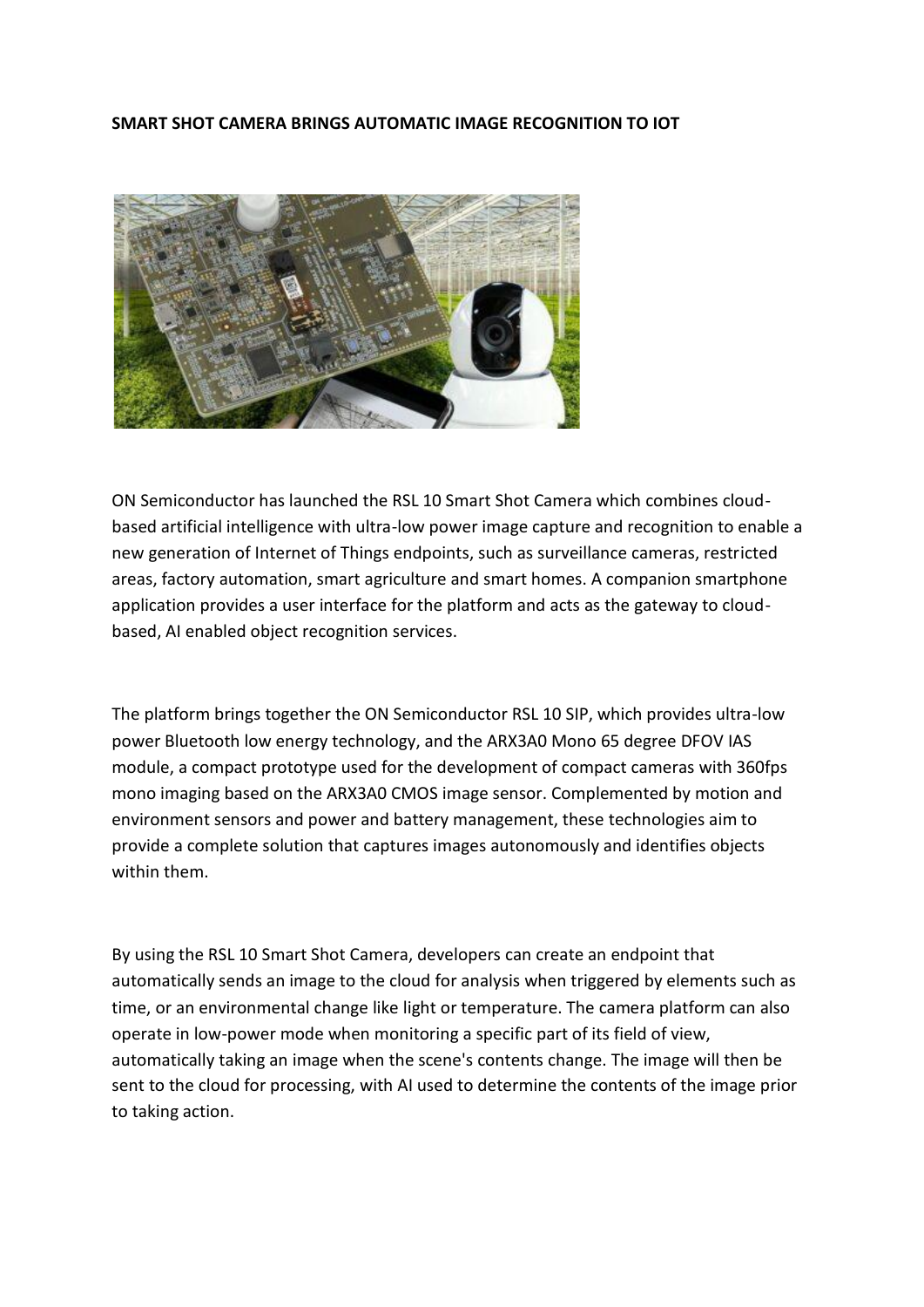**SMART SHOT CAMERA BRINGS AUTOMATIC IMAGE RECOGNITION TO IOT**

ON Semiconductor has launched the RSL 10 Smart Shot Camera which combines cloud-based artificial intelligence with ultra-low power image capture and recognition to enable a new generation of Internet of Things endpoints, such as surveillance cameras, restricted areas, factory automation, smart agriculture and smart homes. A companion smartphone application provides a user interface for the platform and acts as the gateway to cloud-based, AI enabled object recognition services.

The platform brings together the ON Semiconductor RSL 10 SIP, which provides ultra-low power Bluetooth low energy technology, and the ARX3A0 Mono 65 degree DFOV IAS module, a compact prototype used for the development of compact cameras with 360fps mono imaging based on the ARX3A0 CMOS image sensor. Complemented by motion and environment sensors and power and battery management, these technologies aim to provide a complete solution that captures images autonomously and identifies objects within them.

By using the RSL 10 Smart Shot Camera, developers can create an endpoint that automatically sends an image to the cloud for analysis when triggered by elements such as time, or an environmental change like light or temperature. The camera platform can also operate in low-power mode when monitoring a specific part of its field of view, automatically taking an image when the scene's contents change. The image will then be sent to the cloud for processing, with AI used to determine the contents of the image prior to taking action.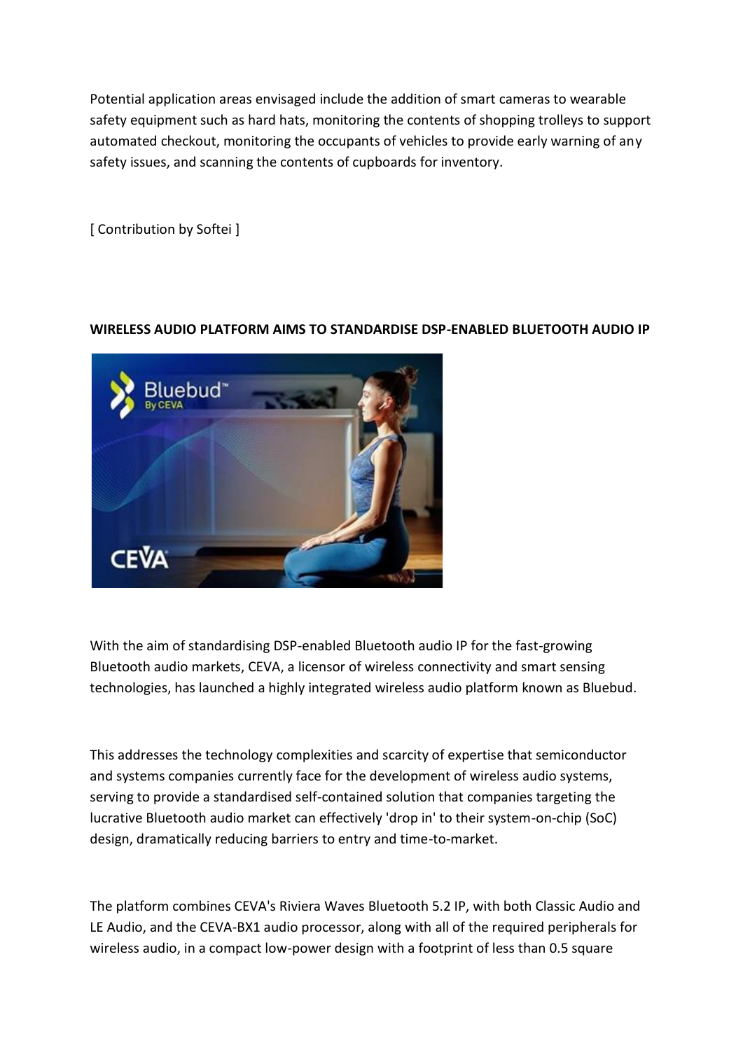Potential application areas envisaged include the addition of smart cameras to wearable safety equipment such as hard hats, monitoring the contents of shopping trolleys to support automated checkout, monitoring the occupants of vehicles to provide early warning of any safety issues, and scanning the contents of cupboards for inventory.

[ Contribution by Softei ]

**WIRELESS AUDIO PLATFORM AIMS TO STANDARDISE DSP-ENABLED BLUETOOTH AUDIO IP**

With the aim of standardising DSP-enabled Bluetooth audio IP for the fast-growing Bluetooth audio markets, CEVA, a licensor of wireless connectivity and smart sensing technologies, has launched a highly integrated wireless audio platform known as Bluebud.

This addresses the technology complexities and scarcity of expertise that semiconductor and systems companies currently face for the development of wireless audio systems, serving to provide a standardised self-contained solution that companies targeting the lucrative Bluetooth audio market can effectively 'drop in' to their system-on-chip (SoC) design, dramatically reducing barriers to entry and time-to-market.

The platform combines CEVA's Riviera Waves Bluetooth 5.2 IP, with both Classic Audio and LE Audio, and the CEVA-BX1 audio processor, along with all of the required peripherals for wireless audio, in a compact low-power design with a footprint of less than 0.5 square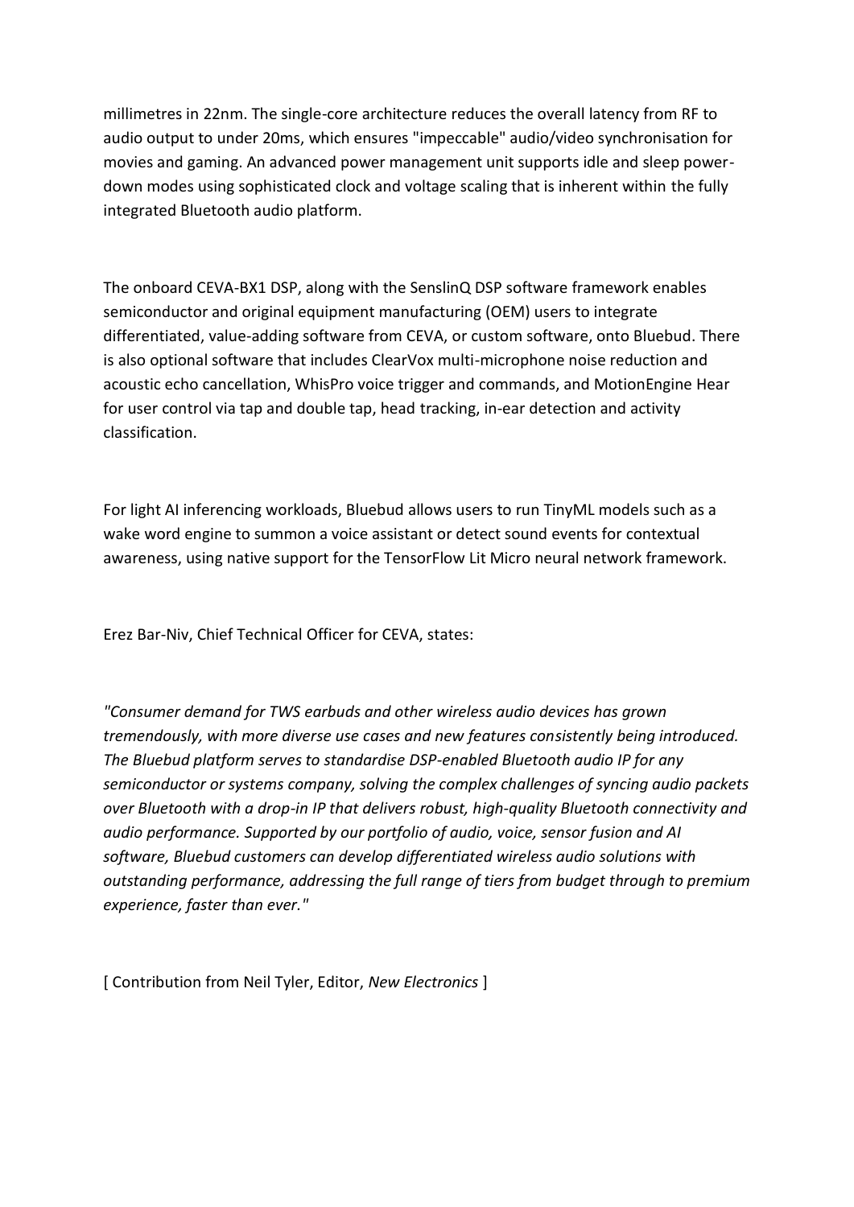millimetres in 22nm. The single-core architecture reduces the overall latency from RF to audio output to under 20ms, which ensures "impeccable" audio/video synchronisation for movies and gaming. An advanced power management unit supports idle and sleep power-down modes using sophisticated clock and voltage scaling that is inherent within the fully integrated Bluetooth audio platform.

The onboard CEVA-BX1 DSP, along with the SenslinQ DSP software framework enables semiconductor and original equipment manufacturing (OEM) users to integrate differentiated, value-adding software from CEVA, or custom software, onto Bluebud. There is also optional software that includes ClearVox multi-microphone noise reduction and acoustic echo cancellation, WhisPro voice trigger and commands, and MotionEngine Hear for user control via tap and double tap, head tracking, in-ear detection and activity classification.

For light AI inferencing workloads, Bluebud allows users to run TinyML models such as a wake word engine to summon a voice assistant or detect sound events for contextual awareness, using native support for the TensorFlow Lit Micro neural network framework.

Erez Bar-Niv, Chief Technical Officer for CEVA, states:

*"Consumer demand for TWS earbuds and other wireless audio devices has grown tremendously, with more diverse use cases and new features consistently being introduced. The Bluebud platform serves to standardise DSP-enabled Bluetooth audio IP for any semiconductor or systems company, solving the complex challenges of syncing audio packets over Bluetooth with a drop-in IP that delivers robust, high-quality Bluetooth connectivity and audio performance. Supported by our portfolio of audio, voice, sensor fusion and AI software, Bluebud customers can develop differentiated wireless audio solutions with outstanding performance, addressing the full range of tiers from budget through to premium experience, faster than ever."*

[ Contribution from Neil Tyler, Editor, *New Electronics* ]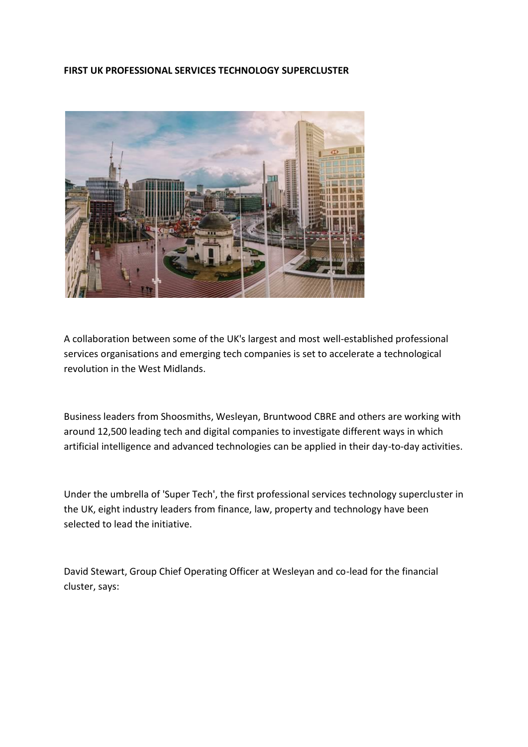**FIRST UK PROFESSIONAL SERVICES TECHNOLOGY SUPERCLUSTER**

A collaboration between some of the UK's largest and most well-established professional services organisations and emerging tech companies is set to accelerate a technological revolution in the West Midlands.

Business leaders from Shoosmiths, Wesleyan, Bruntwood CBRE and others are working with around 12,500 leading tech and digital companies to investigate different ways in which artificial intelligence and advanced technologies can be applied in their day-to-day activities.

Under the umbrella of 'Super Tech', the first professional services technology supercluster in the UK, eight industry leaders from finance, law, property and technology have been selected to lead the initiative.

David Stewart, Group Chief Operating Officer at Wesleyan and co-lead for the financial cluster, says: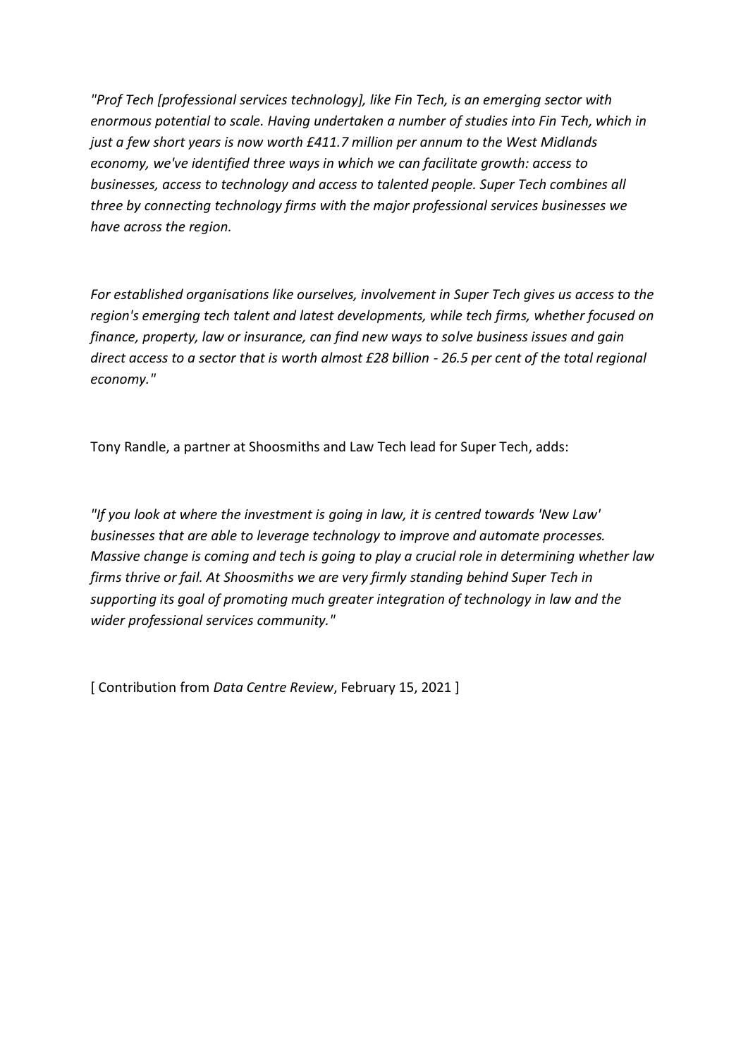*"Prof Tech [professional services technology], like Fin Tech, is an emerging sector with enormous potential to scale. Having undertaken a number of studies into Fin Tech, which in just a few short years is now worth £411.7 million per annum to the West Midlands economy, we've identified three ways in which we can facilitate growth: access to businesses, access to technology and access to talented people. Super Tech combines all three by connecting technology firms with the major professional services businesses we have across the region.*

*For established organisations like ourselves, involvement in Super Tech gives us access to the region's emerging tech talent and latest developments, while tech firms, whether focused on finance, property, law or insurance, can find new ways to solve business issues and gain direct access to a sector that is worth almost £28 billion - 26.5 per cent of the total regional economy."*

Tony Randle, a partner at Shoosmiths and Law Tech lead for Super Tech, adds:

*"If you look at where the investment is going in law, it is centred towards 'New Law' businesses that are able to leverage technology to improve and automate processes. Massive change is coming and tech is going to play a crucial role in determining whether law firms thrive or fail. At Shoosmiths we are very firmly standing behind Super Tech in supporting its goal of promoting much greater integration of technology in law and the wider professional services community."*

[ Contribution from *Data Centre Review*, February 15, 2021 ]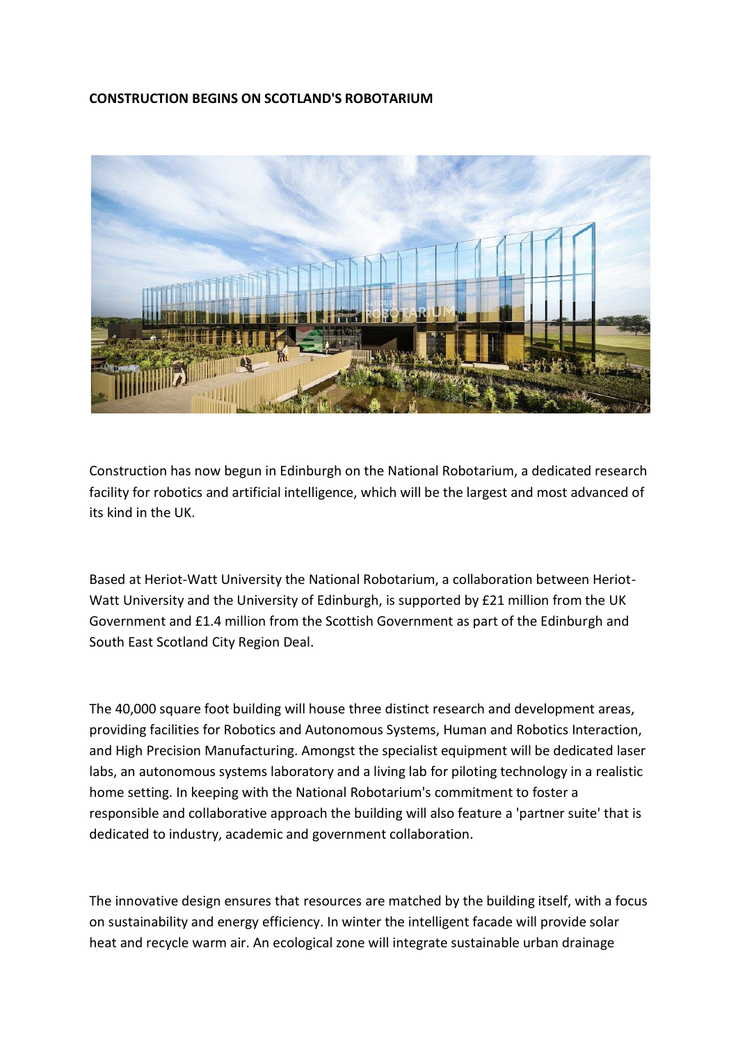**CONSTRUCTION BEGINS ON SCOTLAND'S ROBOTARIUM**

Construction has now begun in Edinburgh on the National Robotarium, a dedicated research facility for robotics and artificial intelligence, which will be the largest and most advanced of its kind in the UK.

Based at Heriot-Watt University the National Robotarium, a collaboration between Heriot-Watt University and the University of Edinburgh, is supported by £21 million from the UK Government and £1.4 million from the Scottish Government as part of the Edinburgh and South East Scotland City Region Deal.

The 40,000 square foot building will house three distinct research and development areas, providing facilities for Robotics and Autonomous Systems, Human and Robotics Interaction, and High Precision Manufacturing. Amongst the specialist equipment will be dedicated laser labs, an autonomous systems laboratory and a living lab for piloting technology in a realistic home setting. In keeping with the National Robotarium's commitment to foster a responsible and collaborative approach the building will also feature a 'partner suite' that is dedicated to industry, academic and government collaboration.

The innovative design ensures that resources are matched by the building itself, with a focus on sustainability and energy efficiency. In winter the intelligent facade will provide solar heat and recycle warm air. An ecological zone will integrate sustainable urban drainage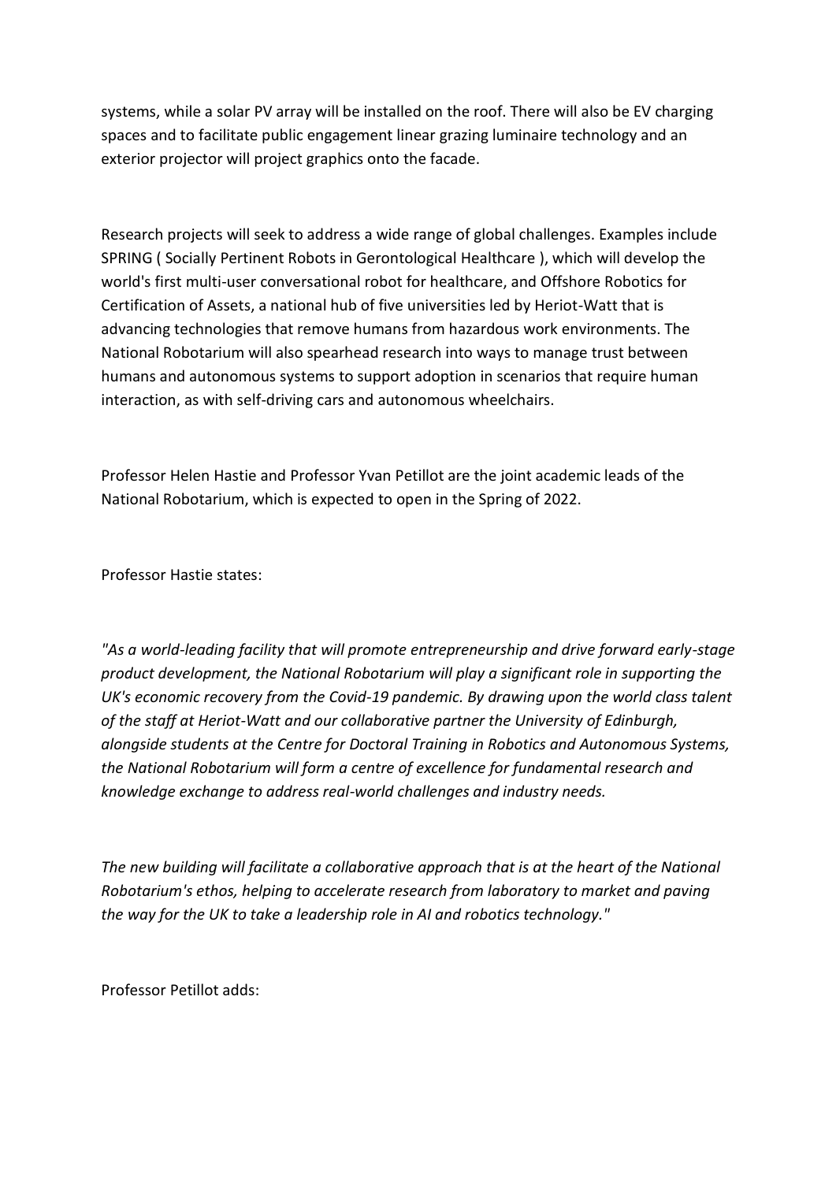systems, while a solar PV array will be installed on the roof. There will also be EV charging spaces and to facilitate public engagement linear grazing luminaire technology and an exterior projector will project graphics onto the facade.

Research projects will seek to address a wide range of global challenges. Examples include SPRING ( Socially Pertinent Robots in Gerontological Healthcare ), which will develop the world's first multi-user conversational robot for healthcare, and Offshore Robotics for Certification of Assets, a national hub of five universities led by Heriot-Watt that is advancing technologies that remove humans from hazardous work environments. The National Robotarium will also spearhead research into ways to manage trust between humans and autonomous systems to support adoption in scenarios that require human interaction, as with self-driving cars and autonomous wheelchairs.

Professor Helen Hastie and Professor Yvan Petillot are the joint academic leads of the National Robotarium, which is expected to open in the Spring of 2022.

Professor Hastie states:

*"As a world-leading facility that will promote entrepreneurship and drive forward early-stage product development, the National Robotarium will play a significant role in supporting the UK's economic recovery from the Covid-19 pandemic. By drawing upon the world class talent of the staff at Heriot-Watt and our collaborative partner the University of Edinburgh, alongside students at the Centre for Doctoral Training in Robotics and Autonomous Systems, the National Robotarium will form a centre of excellence for fundamental research and knowledge exchange to address real-world challenges and industry needs.*

*The new building will facilitate a collaborative approach that is at the heart of the National Robotarium's ethos, helping to accelerate research from laboratory to market and paving the way for the UK to take a leadership role in AI and robotics technology."*

Professor Petillot adds: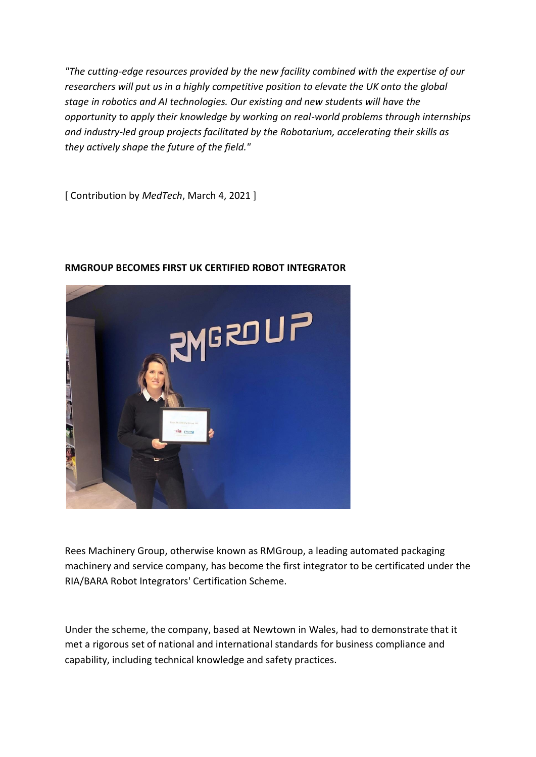*"The cutting-edge resources provided by the new facility combined with the expertise of our researchers will put us in a highly competitive position to elevate the UK onto the global stage in robotics and AI technologies. Our existing and new students will have the opportunity to apply their knowledge by working on real-world problems through internships and industry-led group projects facilitated by the Robotarium, accelerating their skills as they actively shape the future of the field."*

[ Contribution by *MedTech*, March 4, 2021 ]

**RMGROUP BECOMES FIRST UK CERTIFIED ROBOT INTEGRATOR**

Rees Machinery Group, otherwise known as RMGroup, a leading automated packaging machinery and service company, has become the first integrator to be certificated under the RIA/BARA Robot Integrators' Certification Scheme.

Under the scheme, the company, based at Newtown in Wales, had to demonstrate that it met a rigorous set of national and international standards for business compliance and capability, including technical knowledge and safety practices.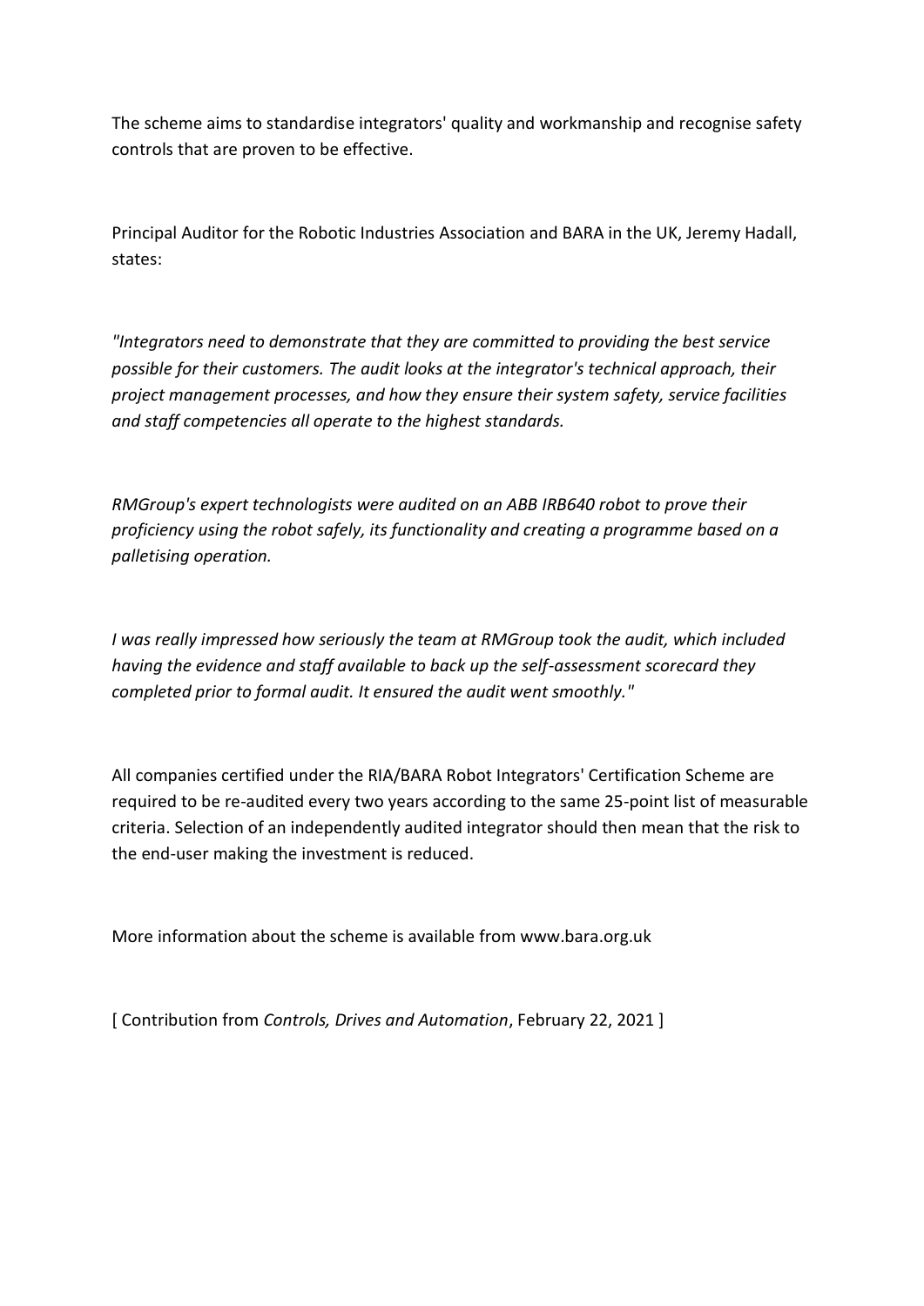The scheme aims to standardise integrators' quality and workmanship and recognise safety controls that are proven to be effective.

Principal Auditor for the Robotic Industries Association and BARA in the UK, Jeremy Hadall, states:

*"Integrators need to demonstrate that they are committed to providing the best service possible for their customers. The audit looks at the integrator's technical approach, their project management processes, and how they ensure their system safety, service facilities and staff competencies all operate to the highest standards.*

*RMGroup's expert technologists were audited on an ABB IRB640 robot to prove their proficiency using the robot safely, its functionality and creating a programme based on a palletising operation.*

*I was really impressed how seriously the team at RMGroup took the audit, which included having the evidence and staff available to back up the self-assessment scorecard they completed prior to formal audit. It ensured the audit went smoothly."*

All companies certified under the RIA/BARA Robot Integrators' Certification Scheme are required to be re-audited every two years according to the same 25-point list of measurable criteria. Selection of an independently audited integrator should then mean that the risk to the end-user making the investment is reduced.

More information about the scheme is available from www.bara.org.uk

[ Contribution from *Controls, Drives and Automation*, February 22, 2021 ]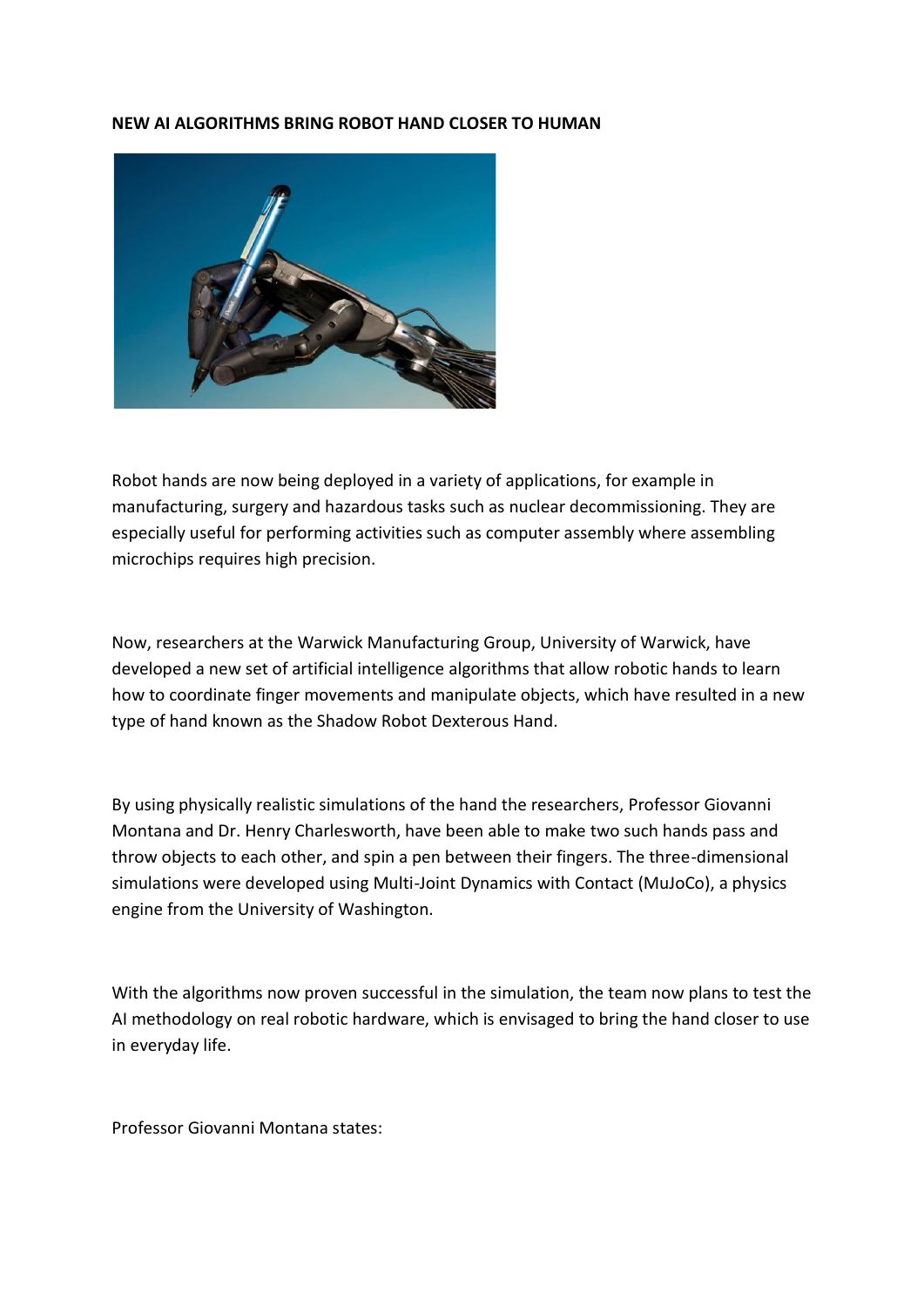**NEW AI ALGORITHMS BRING ROBOT HAND CLOSER TO HUMAN**

Robot hands are now being deployed in a variety of applications, for example in manufacturing, surgery and hazardous tasks such as nuclear decommissioning. They are especially useful for performing activities such as computer assembly where assembling microchips requires high precision.

Now, researchers at the Warwick Manufacturing Group, University of Warwick, have developed a new set of artificial intelligence algorithms that allow robotic hands to learn how to coordinate finger movements and manipulate objects, which have resulted in a new type of hand known as the Shadow Robot Dexterous Hand.

By using physically realistic simulations of the hand the researchers, Professor Giovanni Montana and Dr. Henry Charlesworth, have been able to make two such hands pass and throw objects to each other, and spin a pen between their fingers. The three-dimensional simulations were developed using Multi-Joint Dynamics with Contact (MuJoCo), a physics engine from the University of Washington.

With the algorithms now proven successful in the simulation, the team now plans to test the AI methodology on real robotic hardware, which is envisaged to bring the hand closer to use in everyday life.

Professor Giovanni Montana states: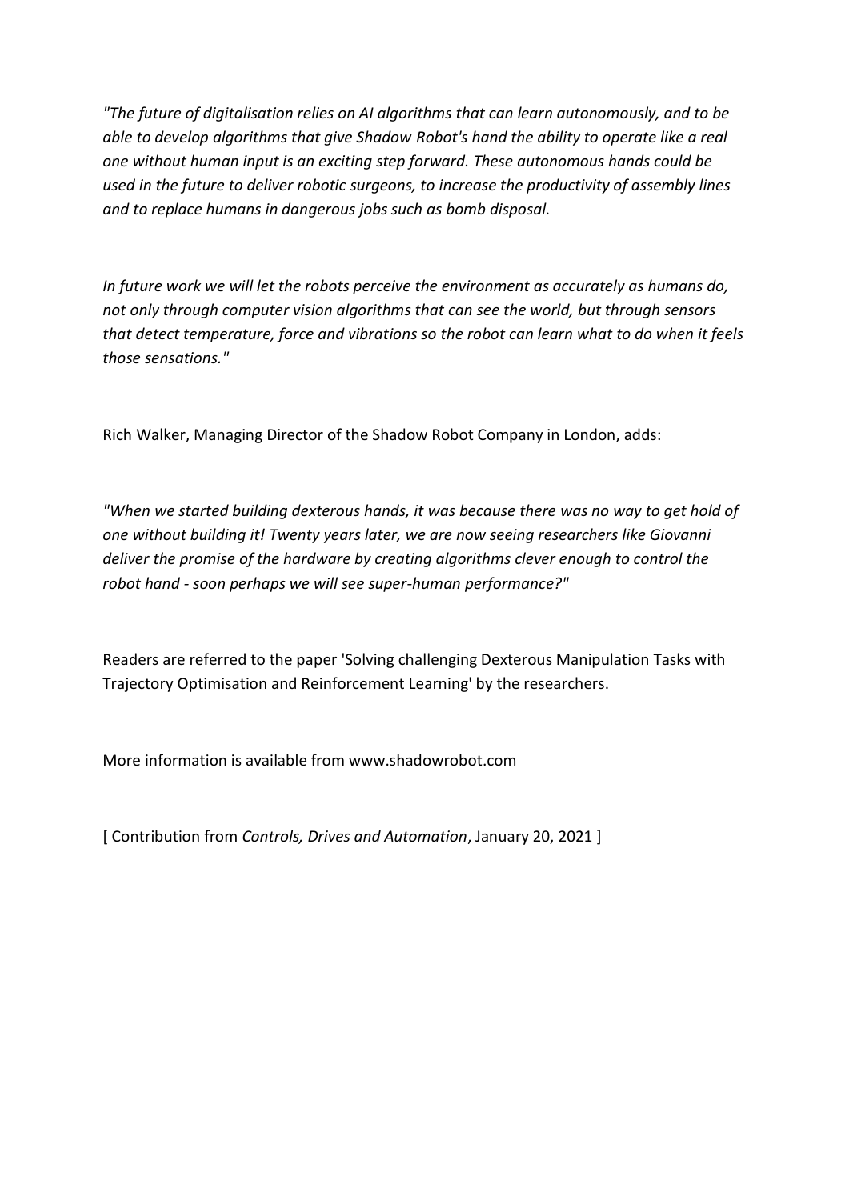*"The future of digitalisation relies on AI algorithms that can learn autonomously, and to be able to develop algorithms that give Shadow Robot's hand the ability to operate like a real one without human input is an exciting step forward. These autonomous hands could be used in the future to deliver robotic surgeons, to increase the productivity of assembly lines and to replace humans in dangerous jobs such as bomb disposal.*

*In future work we will let the robots perceive the environment as accurately as humans do, not only through computer vision algorithms that can see the world, but through sensors that detect temperature, force and vibrations so the robot can learn what to do when it feels those sensations."*

Rich Walker, Managing Director of the Shadow Robot Company in London, adds:

*"When we started building dexterous hands, it was because there was no way to get hold of one without building it! Twenty years later, we are now seeing researchers like Giovanni deliver the promise of the hardware by creating algorithms clever enough to control the robot hand - soon perhaps we will see super-human performance?"*

Readers are referred to the paper 'Solving challenging Dexterous Manipulation Tasks with Trajectory Optimisation and Reinforcement Learning' by the researchers.

More information is available from www.shadowrobot.com

[ Contribution from *Controls, Drives and Automation*, January 20, 2021 ]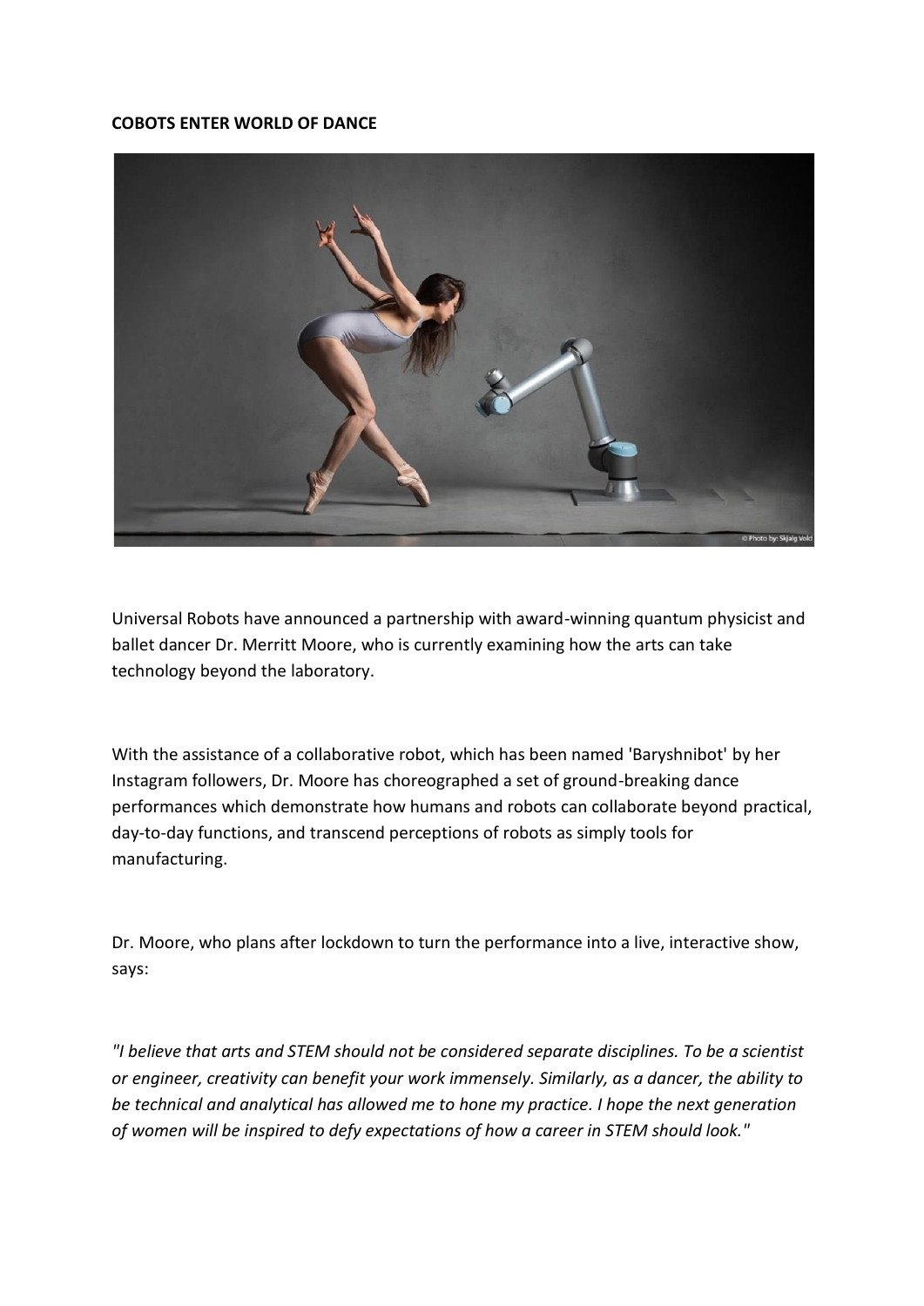**COBOTS ENTER WORLD OF DANCE**

Universal Robots have announced a partnership with award-winning quantum physicist and ballet dancer Dr. Merritt Moore, who is currently examining how the arts can take technology beyond the laboratory.

With the assistance of a collaborative robot, which has been named 'Baryshnibot' by her Instagram followers, Dr. Moore has choreographed a set of ground-breaking dance performances which demonstrate how humans and robots can collaborate beyond practical, day-to-day functions, and transcend perceptions of robots as simply tools for manufacturing.

Dr. Moore, who plans after lockdown to turn the performance into a live, interactive show, says:

*"I believe that arts and STEM should not be considered separate disciplines. To be a scientist or engineer, creativity can benefit your work immensely. Similarly, as a dancer, the ability to be technical and analytical has allowed me to hone my practice. I hope the next generation of women will be inspired to defy expectations of how a career in STEM should look."*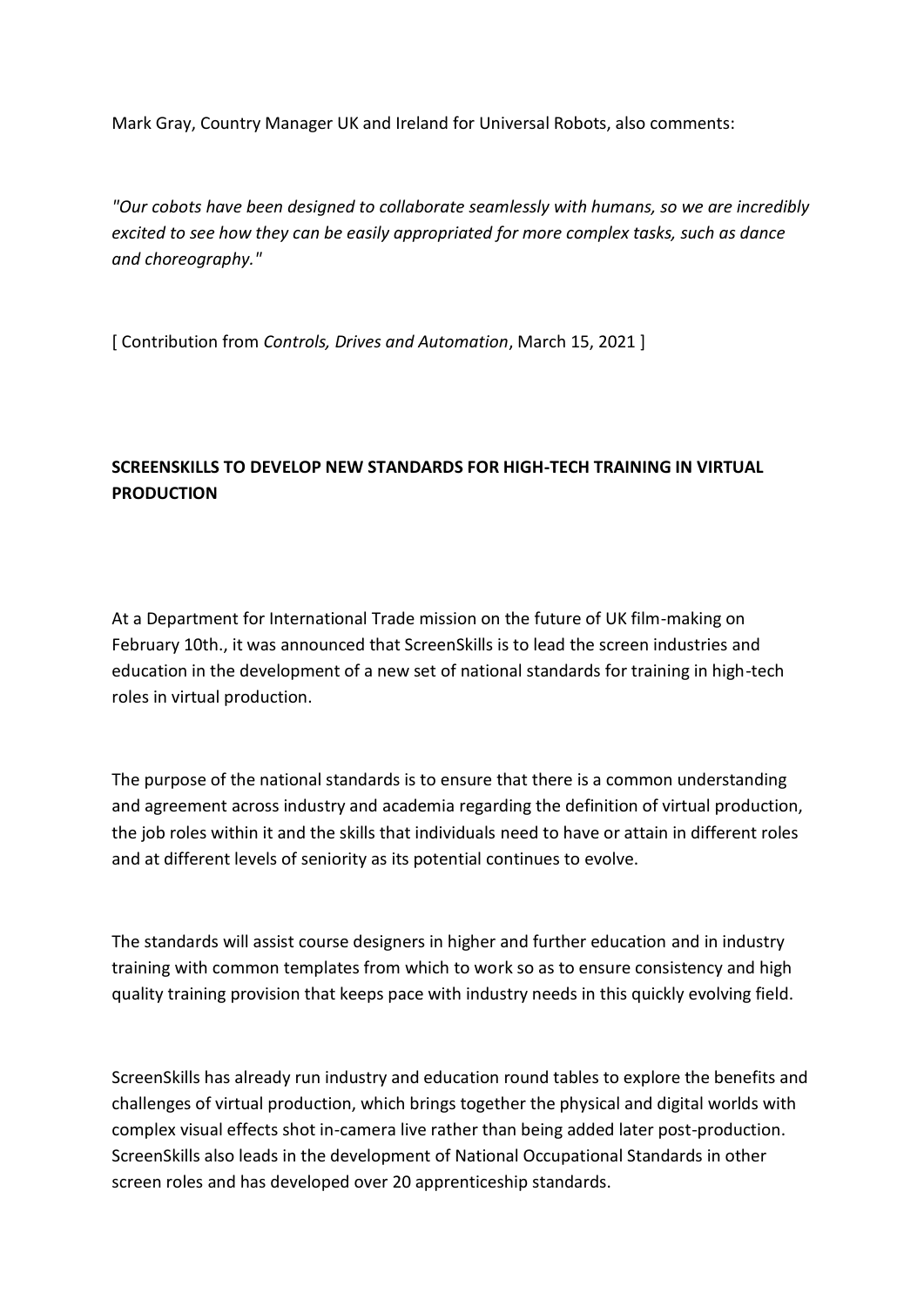Mark Gray, Country Manager UK and Ireland for Universal Robots, also comments:

*"Our cobots have been designed to collaborate seamlessly with humans, so we are incredibly excited to see how they can be easily appropriated for more complex tasks, such as dance and choreography."*

[ Contribution from *Controls, Drives and Automation*, March 15, 2021 ]

**SCREENSKILLS TO DEVELOP NEW STANDARDS FOR HIGH-TECH TRAINING IN VIRTUAL PRODUCTION**

At a Department for International Trade mission on the future of UK film-making on February 10th., it was announced that ScreenSkills is to lead the screen industries and education in the development of a new set of national standards for training in high-tech roles in virtual production.

The purpose of the national standards is to ensure that there is a common understanding and agreement across industry and academia regarding the definition of virtual production, the job roles within it and the skills that individuals need to have or attain in different roles and at different levels of seniority as its potential continues to evolve.

The standards will assist course designers in higher and further education and in industry training with common templates from which to work so as to ensure consistency and high quality training provision that keeps pace with industry needs in this quickly evolving field.

ScreenSkills has already run industry and education round tables to explore the benefits and challenges of virtual production, which brings together the physical and digital worlds with complex visual effects shot in-camera live rather than being added later post-production. ScreenSkills also leads in the development of National Occupational Standards in other screen roles and has developed over 20 apprenticeship standards.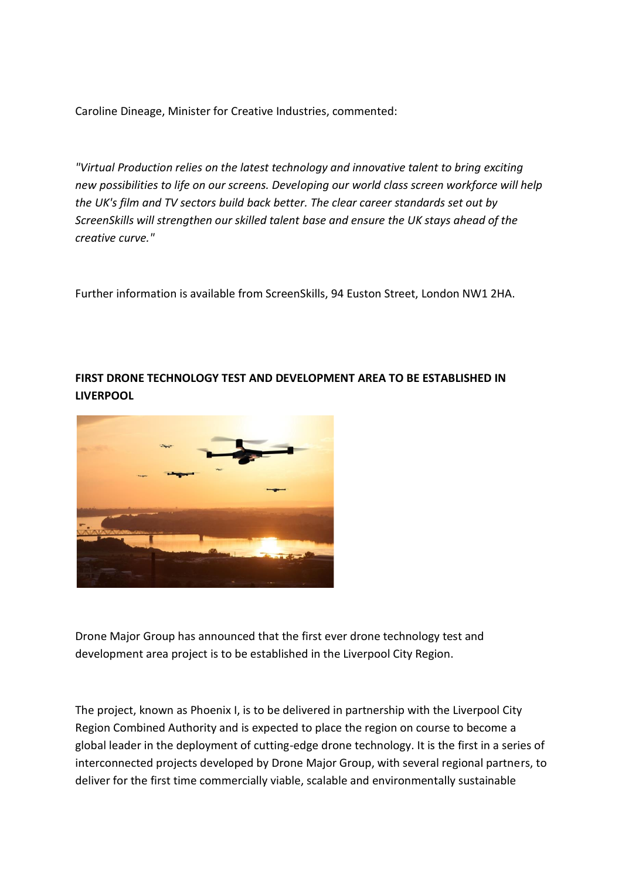Caroline Dineage, Minister for Creative Industries, commented:

*"Virtual Production relies on the latest technology and innovative talent to bring exciting new possibilities to life on our screens. Developing our world class screen workforce will help the UK's film and TV sectors build back better. The clear career standards set out by ScreenSkills will strengthen our skilled talent base and ensure the UK stays ahead of the creative curve."*

Further information is available from ScreenSkills, 94 Euston Street, London NW1 2HA.

**FIRST DRONE TECHNOLOGY TEST AND DEVELOPMENT AREA TO BE ESTABLISHED IN LIVERPOOL**

Drone Major Group has announced that the first ever drone technology test and development area project is to be established in the Liverpool City Region.

The project, known as Phoenix I, is to be delivered in partnership with the Liverpool City Region Combined Authority and is expected to place the region on course to become a global leader in the deployment of cutting-edge drone technology. It is the first in a series of interconnected projects developed by Drone Major Group, with several regional partners, to deliver for the first time commercially viable, scalable and environmentally sustainable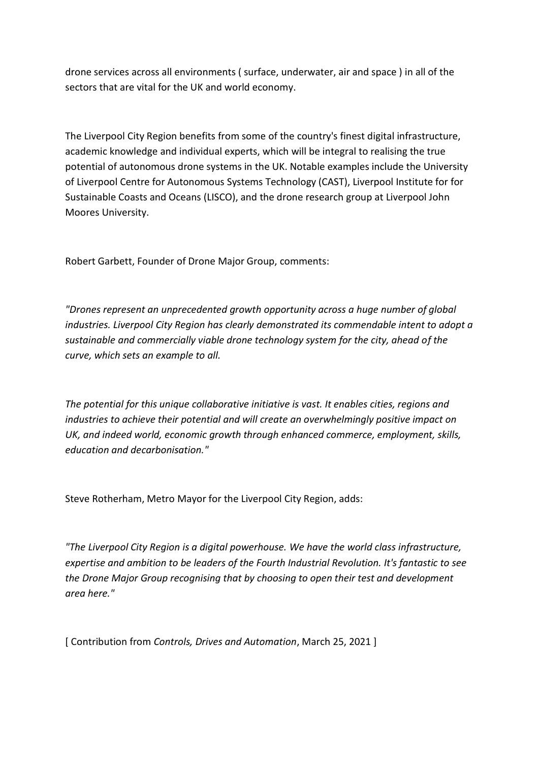drone services across all environments ( surface, underwater, air and space ) in all of the sectors that are vital for the UK and world economy.

The Liverpool City Region benefits from some of the country's finest digital infrastructure, academic knowledge and individual experts, which will be integral to realising the true potential of autonomous drone systems in the UK. Notable examples include the University of Liverpool Centre for Autonomous Systems Technology (CAST), Liverpool Institute for for Sustainable Coasts and Oceans (LISCO), and the drone research group at Liverpool John Moores University.

Robert Garbett, Founder of Drone Major Group, comments:

*"Drones represent an unprecedented growth opportunity across a huge number of global industries. Liverpool City Region has clearly demonstrated its commendable intent to adopt a sustainable and commercially viable drone technology system for the city, ahead of the curve, which sets an example to all.*

*The potential for this unique collaborative initiative is vast. It enables cities, regions and industries to achieve their potential and will create an overwhelmingly positive impact on UK, and indeed world, economic growth through enhanced commerce, employment, skills, education and decarbonisation."*

Steve Rotherham, Metro Mayor for the Liverpool City Region, adds:

*"The Liverpool City Region is a digital powerhouse. We have the world class infrastructure, expertise and ambition to be leaders of the Fourth Industrial Revolution. It's fantastic to see the Drone Major Group recognising that by choosing to open their test and development area here."*

[ Contribution from *Controls, Drives and Automation*, March 25, 2021 ]